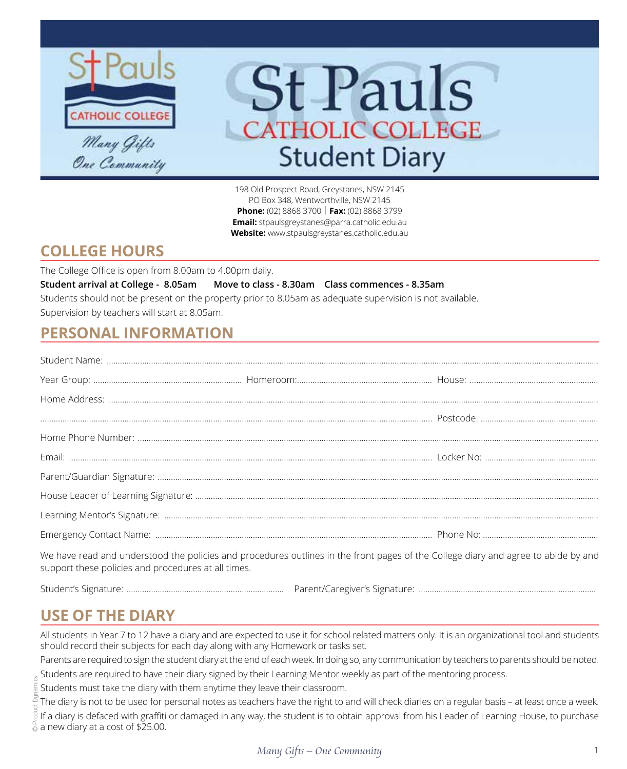# St Pauls Catholic College Student Diary

Many Gifts One Community

198 Old Prospect Road, Greystanes, NSW 2145
PO Box 348, Wentworthville, NSW 2145
**Phone:** (02) 8868 3700 | **Fax:** (02) 8868 3799
**Email:** stpaulsgreystanes@parra.catholic.edu.au
**Website:** www.stpaulsgreystanes.catholic.edu.au

## COLLEGE HOURS

The College Office is open from 8.00am to 4.00pm daily.

**Student arrival at College - 8.05am    Move to class - 8.30am    Class commences - 8.35am**

Students should not be present on the property prior to 8.05am as adequate supervision is not available.

Supervision by teachers will start at 8.05am.

## PERSONAL INFORMATION

Student Name: ..................................................

Year Group: .................... Homeroom: .................... House: ....................

Home Address: ..................................................

.................................................. Postcode: ....................

Home Phone Number: ..................................................

Email: .................................................. Locker No: ....................

Parent/Guardian Signature: ..................................................

House Leader of Learning Signature: ..................................................

Learning Mentor's Signature: ..................................................

Emergency Contact Name: .................................................. Phone No: ....................

We have read and understood the policies and procedures outlines in the front pages of the College diary and agree to abide by and support these policies and procedures at all times.

Student's Signature: .................................... Parent/Caregiver's Signature: ....................................

## USE OF THE DIARY

All students in Year 7 to 12 have a diary and are expected to use it for school related matters only. It is an organizational tool and students should record their subjects for each day along with any Homework or tasks set.

Parents are required to sign the student diary at the end of each week. In doing so, any communication by teachers to parents should be noted.

Students are required to have their diary signed by their Learning Mentor weekly as part of the mentoring process.

Students must take the diary with them anytime they leave their classroom.

The diary is not to be used for personal notes as teachers have the right to and will check diaries on a regular basis – at least once a week.

If a diary is defaced with graffiti or damaged in any way, the student is to obtain approval from his Leader of Learning House, to purchase a new diary at a cost of $25.00.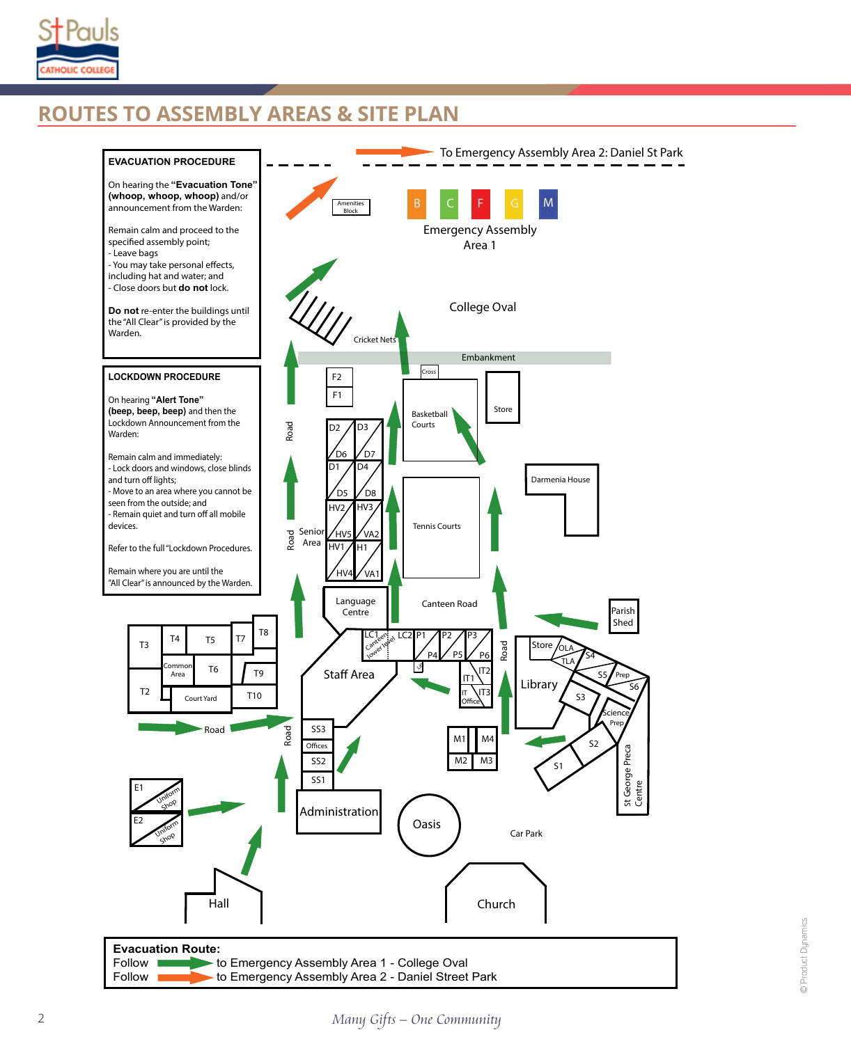# ROUTES TO ASSEMBLY AREAS & SITE PLAN

**EVACUATION PROCEDURE**

On hearing the **"Evacuation Tone" (whoop, whoop, whoop)** and/or announcement from the Warden:

Remain calm and proceed to the specified assembly point;
- Leave bags
- You may take personal effects, including hat and water; and
- Close doors but **do not** lock.

**Do not** re-enter the buildings until the "All Clear" is provided by the Warden.

**LOCKDOWN PROCEDURE**

On hearing **"Alert Tone" (beep, beep, beep)** and then the Lockdown Announcement from the Warden:

Remain calm and immediately:
- Lock doors and windows, close blinds and turn off lights;
- Move to an area where you cannot be seen from the outside; and
- Remain quiet and turn off all mobile devices.

Refer to the full "Lockdown Procedures.

Remain where you are until the "All Clear" is announced by the Warden.

To Emergency Assembly Area 2: Daniel St Park

Amenities Block

B C F G M

Emergency Assembly Area 1

College Oval

Cricket Nets

Embankment

Cross

F2 F1

Basketball Courts

Store

D2 D3 D6 D7 D1 D4 D5 D8 HV2 HV3 HV5 VA2 HV1 H1 HV4 VA1

Road

Senior Area

Road

Darmenia House

Tennis Courts

Language Centre

Canteen Road

Parish Shed

T3 T4 T5 T7 T8 Common Area T6 T9 T2 Court Yard T10

Road

LC1 Canteen lower level LC2 P1 P2 P3 P4 P5 P6

Staff Area

Road

Store OLA TLA S4 S5 Prep S6

Library

IT1 IT2 IT Office IT3

S3 Science Prep

Road

SS3 Offices SS2 SS1

M1 M4 M2 M3

S2 S1

St George Preca Centre

E1 Uniform Shop E2 Uniform Shop

Administration

Oasis

Car Park

Hall

Church

**Evacuation Route:**
Follow [green arrow] to Emergency Assembly Area 1 - College Oval
Follow [orange arrow] to Emergency Assembly Area 2 - Daniel Street Park

*Many Gifts – One Community*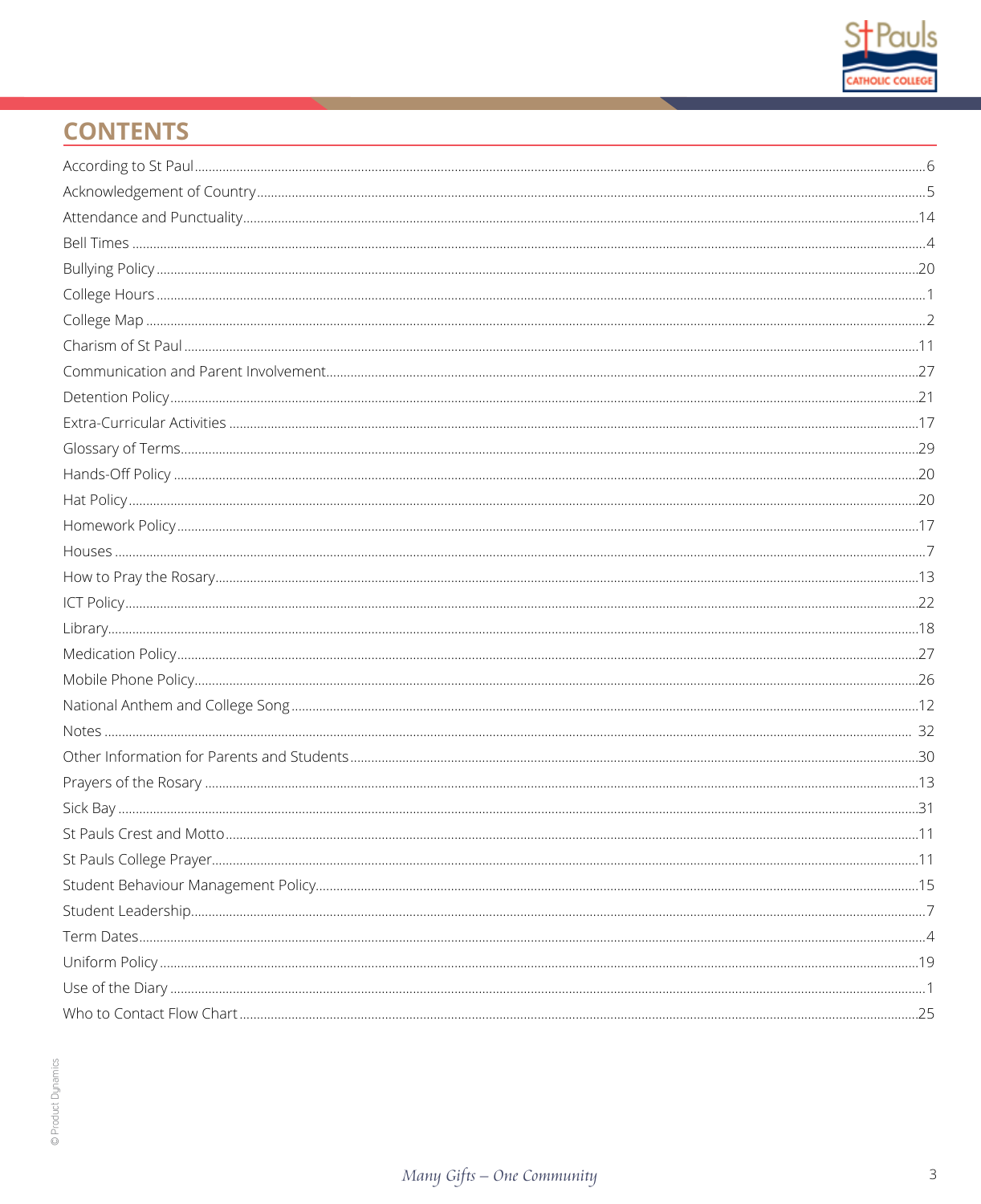## CONTENTS

| | |
|---|---|
| According to St Paul | 6 |
| Acknowledgement of Country | 5 |
| Attendance and Punctuality | 14 |
| Bell Times | 4 |
| Bullying Policy | 20 |
| College Hours | 1 |
| College Map | 2 |
| Charism of St Paul | 11 |
| Communication and Parent Involvement | 27 |
| Detention Policy | 21 |
| Extra-Curricular Activities | 17 |
| Glossary of Terms | 29 |
| Hands-Off Policy | 20 |
| Hat Policy | 20 |
| Homework Policy | 17 |
| Houses | 7 |
| How to Pray the Rosary | 13 |
| ICT Policy | 22 |
| Library | 18 |
| Medication Policy | 27 |
| Mobile Phone Policy | 26 |
| National Anthem and College Song | 12 |
| Notes | 32 |
| Other Information for Parents and Students | 30 |
| Prayers of the Rosary | 13 |
| Sick Bay | 31 |
| St Pauls Crest and Motto | 11 |
| St Pauls College Prayer | 11 |
| Student Behaviour Management Policy | 15 |
| Student Leadership | 7 |
| Term Dates | 4 |
| Uniform Policy | 19 |
| Use of the Diary | 1 |
| Who to Contact Flow Chart | 25 |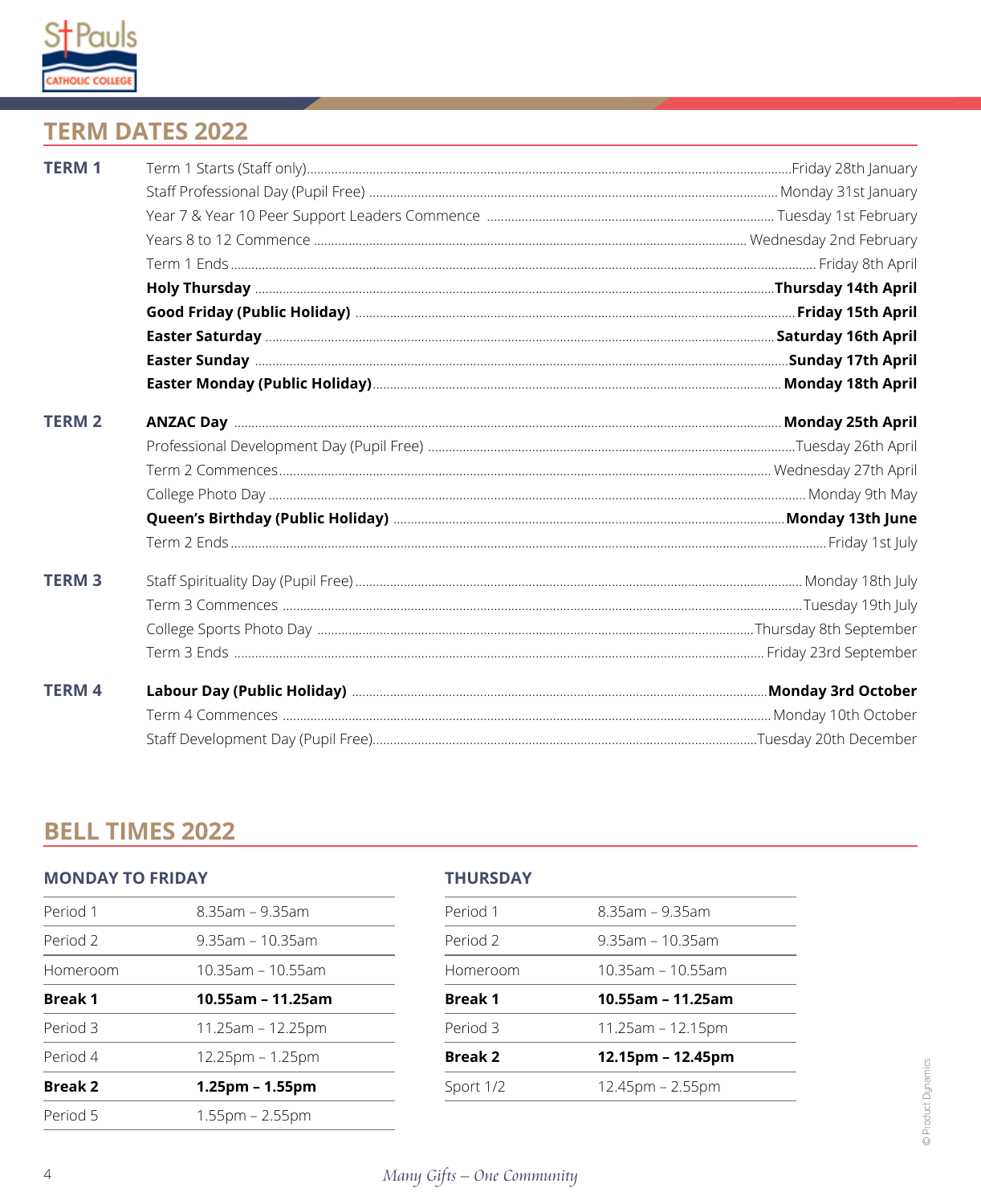## TERM DATES 2022

| | Event | Date |
|---|---|---|
| **TERM 1** | Term 1 Starts (Staff only) | Friday 28th January |
| | Staff Professional Day (Pupil Free) | Monday 31st January |
| | Year 7 & Year 10 Peer Support Leaders Commence | Tuesday 1st February |
| | Years 8 to 12 Commence | Wednesday 2nd February |
| | Term 1 Ends | Friday 8th April |
| | **Holy Thursday** | **Thursday 14th April** |
| | **Good Friday (Public Holiday)** | **Friday 15th April** |
| | **Easter Saturday** | **Saturday 16th April** |
| | **Easter Sunday** | **Sunday 17th April** |
| | **Easter Monday (Public Holiday)** | **Monday 18th April** |
| **TERM 2** | **ANZAC Day** | **Monday 25th April** |
| | Professional Development Day (Pupil Free) | Tuesday 26th April |
| | Term 2 Commences | Wednesday 27th April |
| | College Photo Day | Monday 9th May |
| | **Queen's Birthday (Public Holiday)** | **Monday 13th June** |
| | Term 2 Ends | Friday 1st July |
| **TERM 3** | Staff Spirituality Day (Pupil Free) | Monday 18th July |
| | Term 3 Commences | Tuesday 19th July |
| | College Sports Photo Day | Thursday 8th September |
| | Term 3 Ends | Friday 23rd September |
| **TERM 4** | **Labour Day (Public Holiday)** | **Monday 3rd October** |
| | Term 4 Commences | Monday 10th October |
| | Staff Development Day (Pupil Free) | Tuesday 20th December |

## BELL TIMES 2022

### MONDAY TO FRIDAY

| | |
|---|---|
| Period 1 | 8.35am – 9.35am |
| Period 2 | 9.35am – 10.35am |
| Homeroom | 10.35am – 10.55am |
| **Break 1** | **10.55am – 11.25am** |
| Period 3 | 11.25am – 12.25pm |
| Period 4 | 12.25pm – 1.25pm |
| **Break 2** | **1.25pm – 1.55pm** |
| Period 5 | 1.55pm – 2.55pm |

### THURSDAY

| | |
|---|---|
| Period 1 | 8.35am – 9.35am |
| Period 2 | 9.35am – 10.35am |
| Homeroom | 10.35am – 10.55am |
| **Break 1** | **10.55am – 11.25am** |
| Period 3 | 11.25am – 12.15pm |
| **Break 2** | **12.15pm – 12.45pm** |
| Sport 1/2 | 12.45pm – 2.55pm |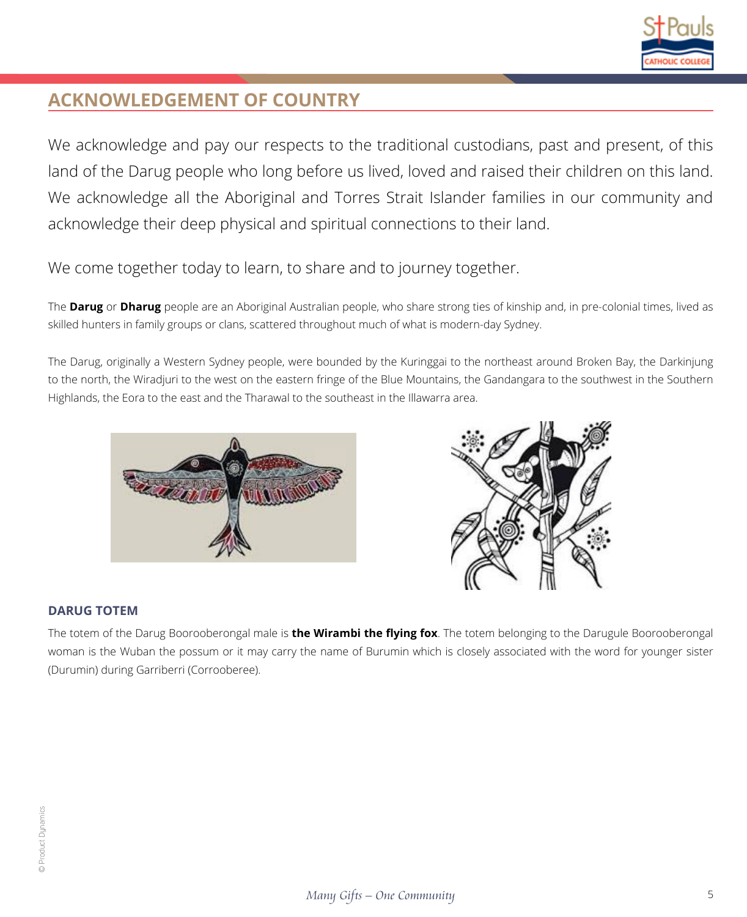## ACKNOWLEDGEMENT OF COUNTRY

We acknowledge and pay our respects to the traditional custodians, past and present, of this land of the Darug people who long before us lived, loved and raised their children on this land. We acknowledge all the Aboriginal and Torres Strait Islander families in our community and acknowledge their deep physical and spiritual connections to their land.

We come together today to learn, to share and to journey together.

The **Darug** or **Dharug** people are an Aboriginal Australian people, who share strong ties of kinship and, in pre-colonial times, lived as skilled hunters in family groups or clans, scattered throughout much of what is modern-day Sydney.

The Darug, originally a Western Sydney people, were bounded by the Kuringgai to the northeast around Broken Bay, the Darkinjung to the north, the Wiradjuri to the west on the eastern fringe of the Blue Mountains, the Gandangara to the southwest in the Southern Highlands, the Eora to the east and the Tharawal to the southeast in the Illawarra area.

### DARUG TOTEM

The totem of the Darug Boorooberongal male is **the Wirambi the flying fox**. The totem belonging to the Darugule Boorooberongal woman is the Wuban the possum or it may carry the name of Burumin which is closely associated with the word for younger sister (Durumin) during Garriberri (Corrooberee).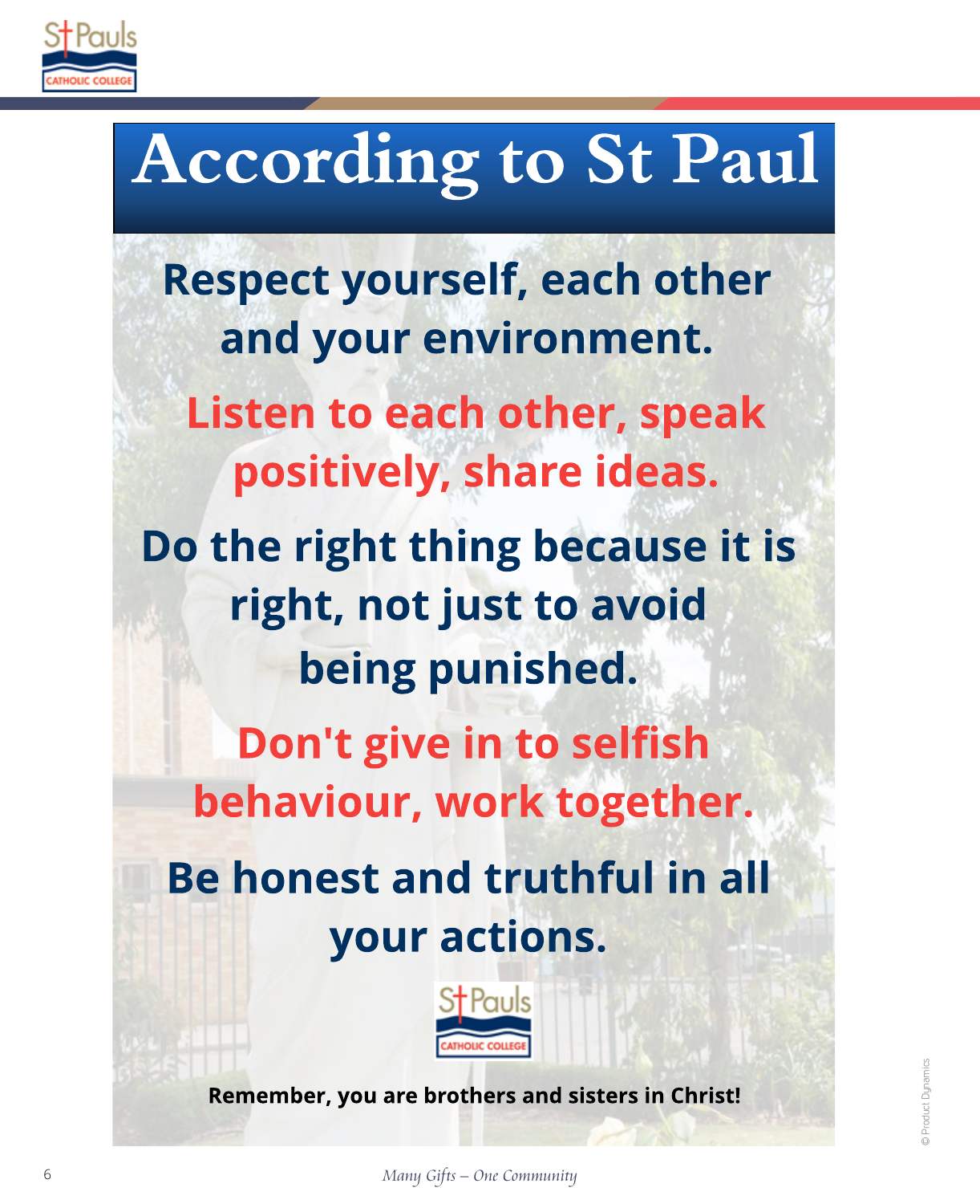# According to St Paul

**Respect yourself, each other and your environment.**

**Listen to each other, speak positively, share ideas.**

**Do the right thing because it is right, not just to avoid being punished.**

**Don't give in to selfish behaviour, work together.**

**Be honest and truthful in all your actions.**

**Remember, you are brothers and sisters in Christ!**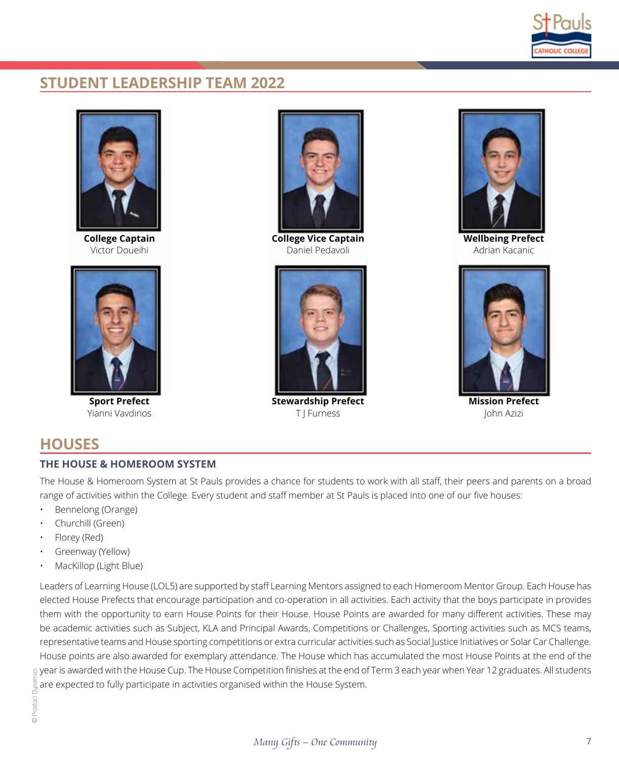## STUDENT LEADERSHIP TEAM 2022

**College Captain**
Victor Doueihi

**College Vice Captain**
Daniel Pedavoli

**Wellbeing Prefect**
Adrian Kacanic

**Sport Prefect**
Yianni Vavdinos

**Stewardship Prefect**
T J Furness

**Mission Prefect**
John Azizi

## HOUSES

### THE HOUSE & HOMEROOM SYSTEM

The House & Homeroom System at St Pauls provides a chance for students to work with all staff, their peers and parents on a broad range of activities within the College. Every student and staff member at St Pauls is placed into one of our five houses:

- Bennelong (Orange)
- Churchill (Green)
- Florey (Red)
- Greenway (Yellow)
- MacKillop (Light Blue)

Leaders of Learning House (LOL5) are supported by staff Learning Mentors assigned to each Homeroom Mentor Group. Each House has elected House Prefects that encourage participation and co-operation in all activities. Each activity that the boys participate in provides them with the opportunity to earn House Points for their House. House Points are awarded for many different activities. These may be academic activities such as Subject, KLA and Principal Awards, Competitions or Challenges, Sporting activities such as MCS teams, representative teams and House sporting competitions or extra curricular activities such as Social Justice Initiatives or Solar Car Challenge. House points are also awarded for exemplary attendance. The House which has accumulated the most House Points at the end of the year is awarded with the House Cup. The House Competition finishes at the end of Term 3 each year when Year 12 graduates. All students are expected to fully participate in activities organised within the House System.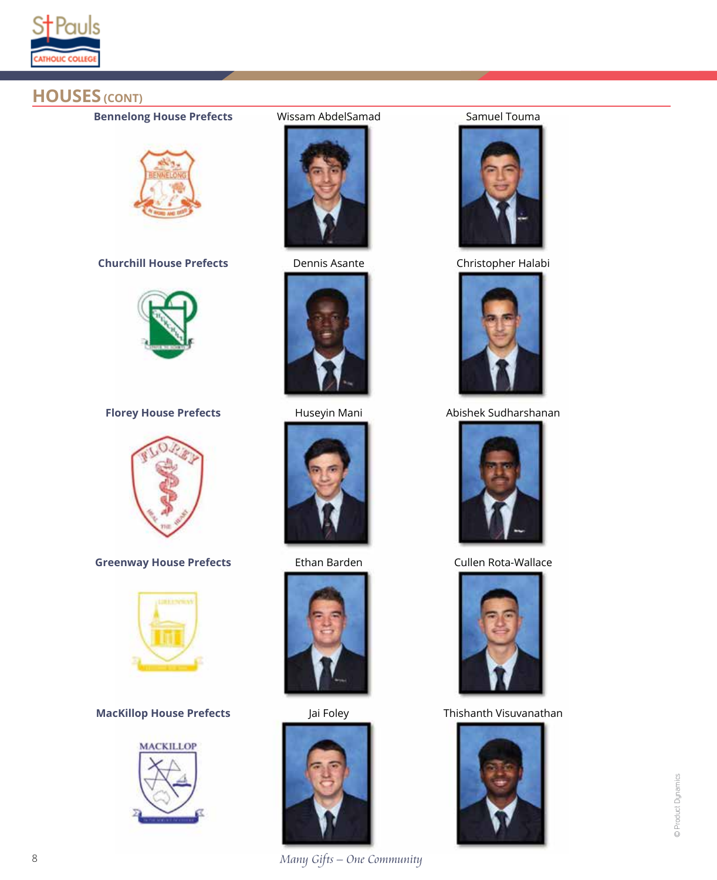## HOUSES (CONT)

| House | Prefect | Prefect |
| --- | --- | --- |
| **Bennelong House Prefects** | Wissam AbdelSamad | Samuel Touma |
| **Churchill House Prefects** | Dennis Asante | Christopher Halabi |
| **Florey House Prefects** | Huseyin Mani | Abishek Sudharshanan |
| **Greenway House Prefects** | Ethan Barden | Cullen Rota-Wallace |
| **MacKillop House Prefects** | Jai Foley | Thishanth Visuvanathan |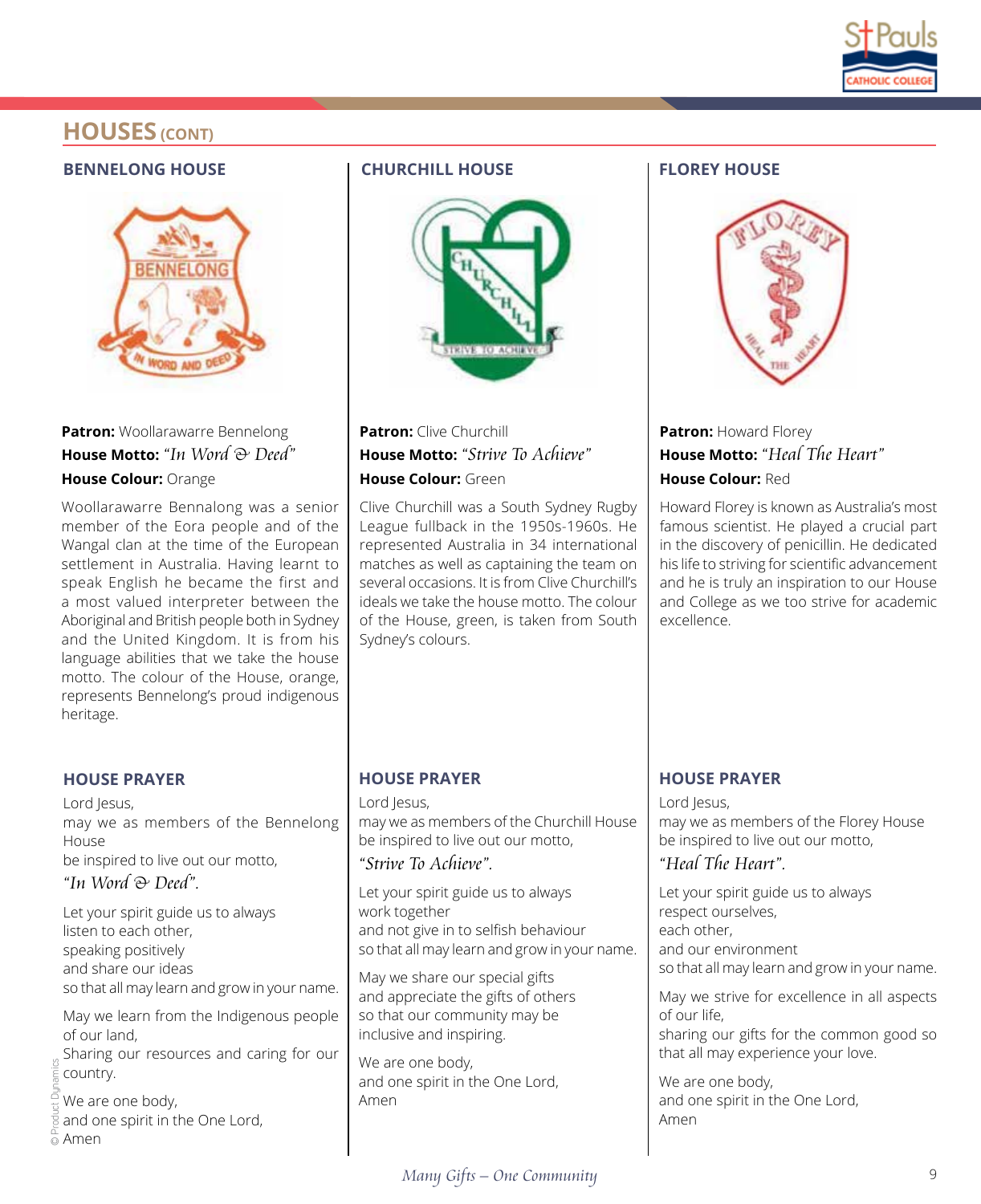## HOUSES (CONT)

### BENNELONG HOUSE

**Patron:** Woollarawarre Bennelong
**House Motto:** *"In Word & Deed"*
**House Colour:** Orange

Woollarawarre Bennalong was a senior member of the Eora people and of the Wangal clan at the time of the European settlement in Australia. Having learnt to speak English he became the first and a most valued interpreter between the Aboriginal and British people both in Sydney and the United Kingdom. It is from his language abilities that we take the house motto. The colour of the House, orange, represents Bennelong's proud indigenous heritage.

#### HOUSE PRAYER

Lord Jesus,
may we as members of the Bennelong House
be inspired to live out our motto,
*"In Word & Deed"*.

Let your spirit guide us to always
listen to each other,
speaking positively
and share our ideas
so that all may learn and grow in your name.

May we learn from the Indigenous people of our land,
Sharing our resources and caring for our country.

We are one body,
and one spirit in the One Lord,
Amen

### CHURCHILL HOUSE

**Patron:** Clive Churchill
**House Motto:** *"Strive To Achieve"*
**House Colour:** Green

Clive Churchill was a South Sydney Rugby League fullback in the 1950s-1960s. He represented Australia in 34 international matches as well as captaining the team on several occasions. It is from Clive Churchill's ideals we take the house motto. The colour of the House, green, is taken from South Sydney's colours.

#### HOUSE PRAYER

Lord Jesus,
may we as members of the Churchill House
be inspired to live out our motto,
*"Strive To Achieve"*.

Let your spirit guide us to always
work together
and not give in to selfish behaviour
so that all may learn and grow in your name.

May we share our special gifts
and appreciate the gifts of others
so that our community may be
inclusive and inspiring.

We are one body,
and one spirit in the One Lord,
Amen

### FLOREY HOUSE

**Patron:** Howard Florey
**House Motto:** *"Heal The Heart"*
**House Colour:** Red

Howard Florey is known as Australia's most famous scientist. He played a crucial part in the discovery of penicillin. He dedicated his life to striving for scientific advancement and he is truly an inspiration to our House and College as we too strive for academic excellence.

#### HOUSE PRAYER

Lord Jesus,
may we as members of the Florey House
be inspired to live out our motto,
*"Heal The Heart"*.

Let your spirit guide us to always
respect ourselves,
each other,
and our environment
so that all may learn and grow in your name.

May we strive for excellence in all aspects of our life,
sharing our gifts for the common good so that all may experience your love.

We are one body,
and one spirit in the One Lord,
Amen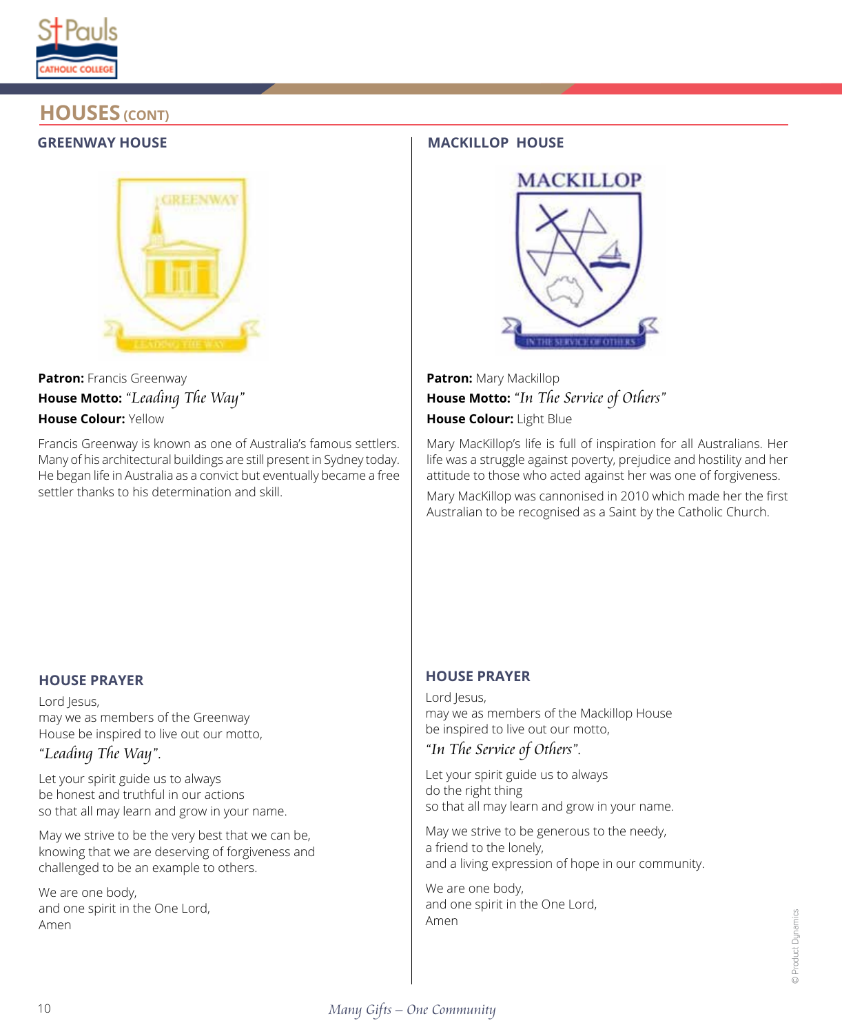## HOUSES (CONT)

### GREENWAY HOUSE

**Patron:** Francis Greenway  
**House Motto:** *"Leading The Way"*  
**House Colour:** Yellow

Francis Greenway is known as one of Australia's famous settlers. Many of his architectural buildings are still present in Sydney today. He began life in Australia as a convict but eventually became a free settler thanks to his determination and skill.

#### HOUSE PRAYER

Lord Jesus,  
may we as members of the Greenway  
House be inspired to live out our motto,  
*"Leading The Way"*.

Let your spirit guide us to always  
be honest and truthful in our actions  
so that all may learn and grow in your name.

May we strive to be the very best that we can be,  
knowing that we are deserving of forgiveness and  
challenged to be an example to others.

We are one body,  
and one spirit in the One Lord,  
Amen

### MACKILLOP HOUSE

**Patron:** Mary Mackillop  
**House Motto:** *"In The Service of Others"*  
**House Colour:** Light Blue

Mary MacKillop's life is full of inspiration for all Australians. Her life was a struggle against poverty, prejudice and hostility and her attitude to those who acted against her was one of forgiveness.

Mary MacKillop was cannonised in 2010 which made her the first Australian to be recognised as a Saint by the Catholic Church.

#### HOUSE PRAYER

Lord Jesus,  
may we as members of the Mackillop House  
be inspired to live out our motto,  
*"In The Service of Others"*.

Let your spirit guide us to always  
do the right thing  
so that all may learn and grow in your name.

May we strive to be generous to the needy,  
a friend to the lonely,  
and a living expression of hope in our community.

We are one body,  
and one spirit in the One Lord,  
Amen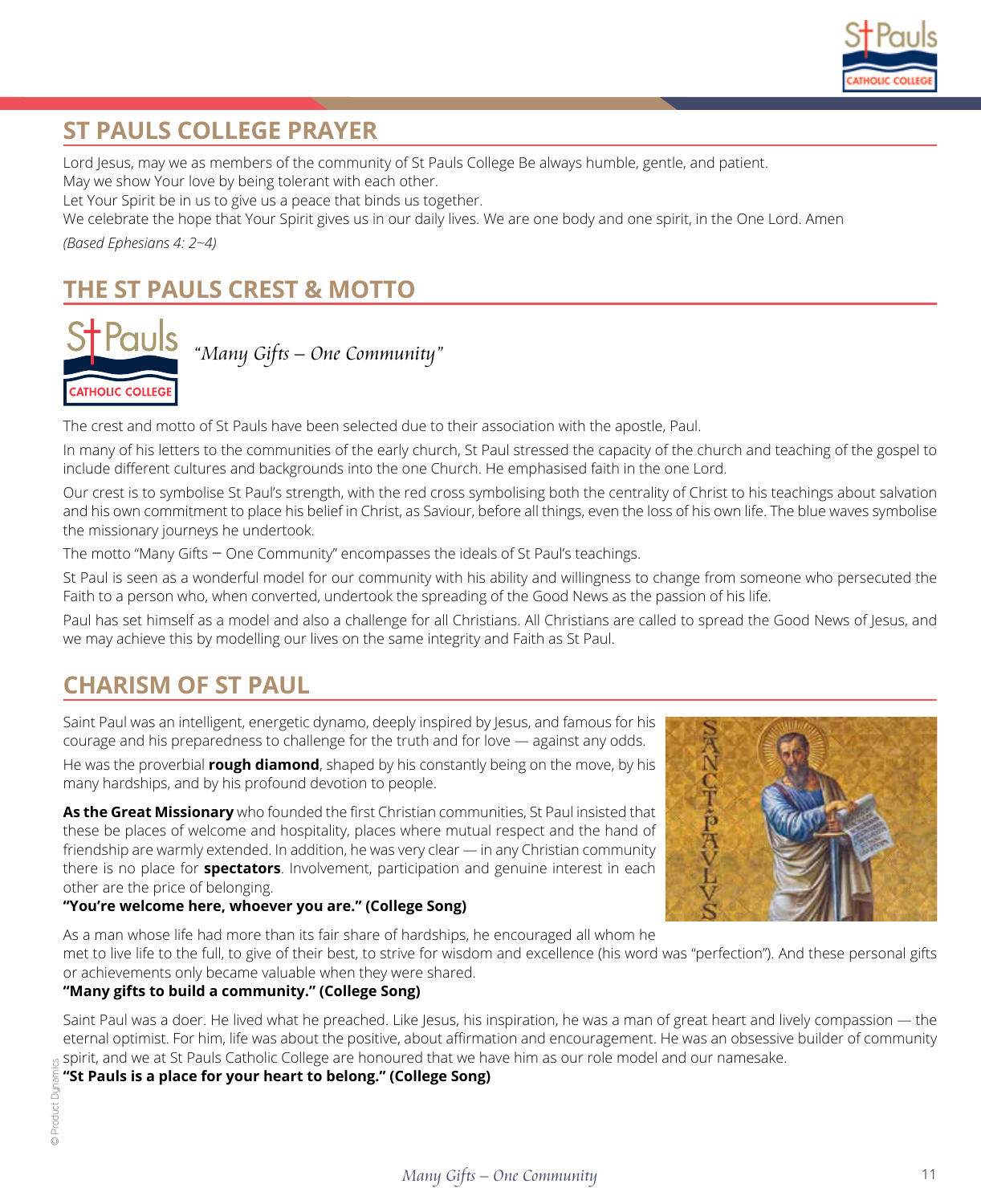## ST PAULS COLLEGE PRAYER

Lord Jesus, may we as members of the community of St Pauls College Be always humble, gentle, and patient.
May we show Your love by being tolerant with each other.
Let Your Spirit be in us to give us a peace that binds us together.
We celebrate the hope that Your Spirit gives us in our daily lives. We are one body and one spirit, in the One Lord. Amen

*(Based Ephesians 4: 2~4)*

## THE ST PAULS CREST & MOTTO

*"Many Gifts – One Community"*

The crest and motto of St Pauls have been selected due to their association with the apostle, Paul.

In many of his letters to the communities of the early church, St Paul stressed the capacity of the church and teaching of the gospel to include different cultures and backgrounds into the one Church. He emphasised faith in the one Lord.

Our crest is to symbolise St Paul's strength, with the red cross symbolising both the centrality of Christ to his teachings about salvation and his own commitment to place his belief in Christ, as Saviour, before all things, even the loss of his own life. The blue waves symbolise the missionary journeys he undertook.

The motto "Many Gifts – One Community" encompasses the ideals of St Paul's teachings.

St Paul is seen as a wonderful model for our community with his ability and willingness to change from someone who persecuted the Faith to a person who, when converted, undertook the spreading of the Good News as the passion of his life.

Paul has set himself as a model and also a challenge for all Christians. All Christians are called to spread the Good News of Jesus, and we may achieve this by modelling our lives on the same integrity and Faith as St Paul.

## CHARISM OF ST PAUL

Saint Paul was an intelligent, energetic dynamo, deeply inspired by Jesus, and famous for his courage and his preparedness to challenge for the truth and for love — against any odds.

He was the proverbial **rough diamond**, shaped by his constantly being on the move, by his many hardships, and by his profound devotion to people.

**As the Great Missionary** who founded the first Christian communities, St Paul insisted that these be places of welcome and hospitality, places where mutual respect and the hand of friendship are warmly extended. In addition, he was very clear — in any Christian community there is no place for **spectators**. Involvement, participation and genuine interest in each other are the price of belonging.
**"You're welcome here, whoever you are." (College Song)**

As a man whose life had more than its fair share of hardships, he encouraged all whom he met to live life to the full, to give of their best, to strive for wisdom and excellence (his word was "perfection"). And these personal gifts or achievements only became valuable when they were shared.
**"Many gifts to build a community." (College Song)**

Saint Paul was a doer. He lived what he preached. Like Jesus, his inspiration, he was a man of great heart and lively compassion — the eternal optimist. For him, life was about the positive, about affirmation and encouragement. He was an obsessive builder of community spirit, and we at St Pauls Catholic College are honoured that we have him as our role model and our namesake.
**"St Pauls is a place for your heart to belong." (College Song)**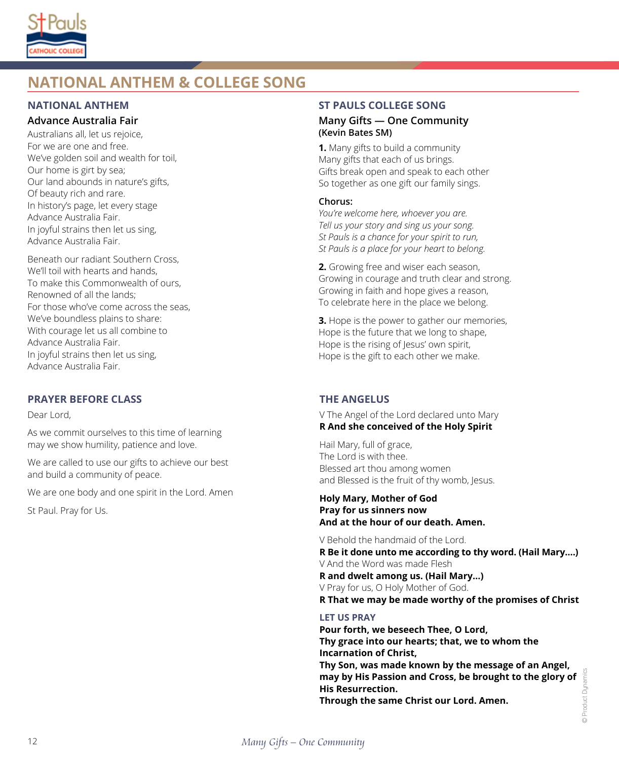# NATIONAL ANTHEM & COLLEGE SONG

## NATIONAL ANTHEM

### Advance Australia Fair

Australians all, let us rejoice,
For we are one and free.
We've golden soil and wealth for toil,
Our home is girt by sea;
Our land abounds in nature's gifts,
Of beauty rich and rare.
In history's page, let every stage
Advance Australia Fair.
In joyful strains then let us sing,
Advance Australia Fair.

Beneath our radiant Southern Cross,
We'll toil with hearts and hands,
To make this Commonwealth of ours,
Renowned of all the lands;
For those who've come across the seas,
We've boundless plains to share:
With courage let us all combine to
Advance Australia Fair.
In joyful strains then let us sing,
Advance Australia Fair.

## ST PAULS COLLEGE SONG

### Many Gifts — One Community
**(Kevin Bates SM)**

**1.** Many gifts to build a community
Many gifts that each of us brings.
Gifts break open and speak to each other
So together as one gift our family sings.

**Chorus:**
*You're welcome here, whoever you are.*
*Tell us your story and sing us your song.*
*St Pauls is a chance for your spirit to run,*
*St Pauls is a place for your heart to belong.*

**2.** Growing free and wiser each season,
Growing in courage and truth clear and strong.
Growing in faith and hope gives a reason,
To celebrate here in the place we belong.

**3.** Hope is the power to gather our memories,
Hope is the future that we long to shape,
Hope is the rising of Jesus' own spirit,
Hope is the gift to each other we make.

## PRAYER BEFORE CLASS

Dear Lord,

As we commit ourselves to this time of learning
may we show humility, patience and love.

We are called to use our gifts to achieve our best
and build a community of peace.

We are one body and one spirit in the Lord. Amen

St Paul. Pray for Us.

## THE ANGELUS

V The Angel of the Lord declared unto Mary
**R And she conceived of the Holy Spirit**

Hail Mary, full of grace,
The Lord is with thee.
Blessed art thou among women
and Blessed is the fruit of thy womb, Jesus.

**Holy Mary, Mother of God**
**Pray for us sinners now**
**And at the hour of our death. Amen.**

V Behold the handmaid of the Lord.
**R Be it done unto me according to thy word. (Hail Mary....)**
V And the Word was made Flesh
**R and dwelt among us. (Hail Mary...)**
V Pray for us, O Holy Mother of God.
**R That we may be made worthy of the promises of Christ**

### LET US PRAY

**Pour forth, we beseech Thee, O Lord,**
**Thy grace into our hearts; that, we to whom the Incarnation of Christ,**
**Thy Son, was made known by the message of an Angel, may by His Passion and Cross, be brought to the glory of His Resurrection.**
**Through the same Christ our Lord. Amen.**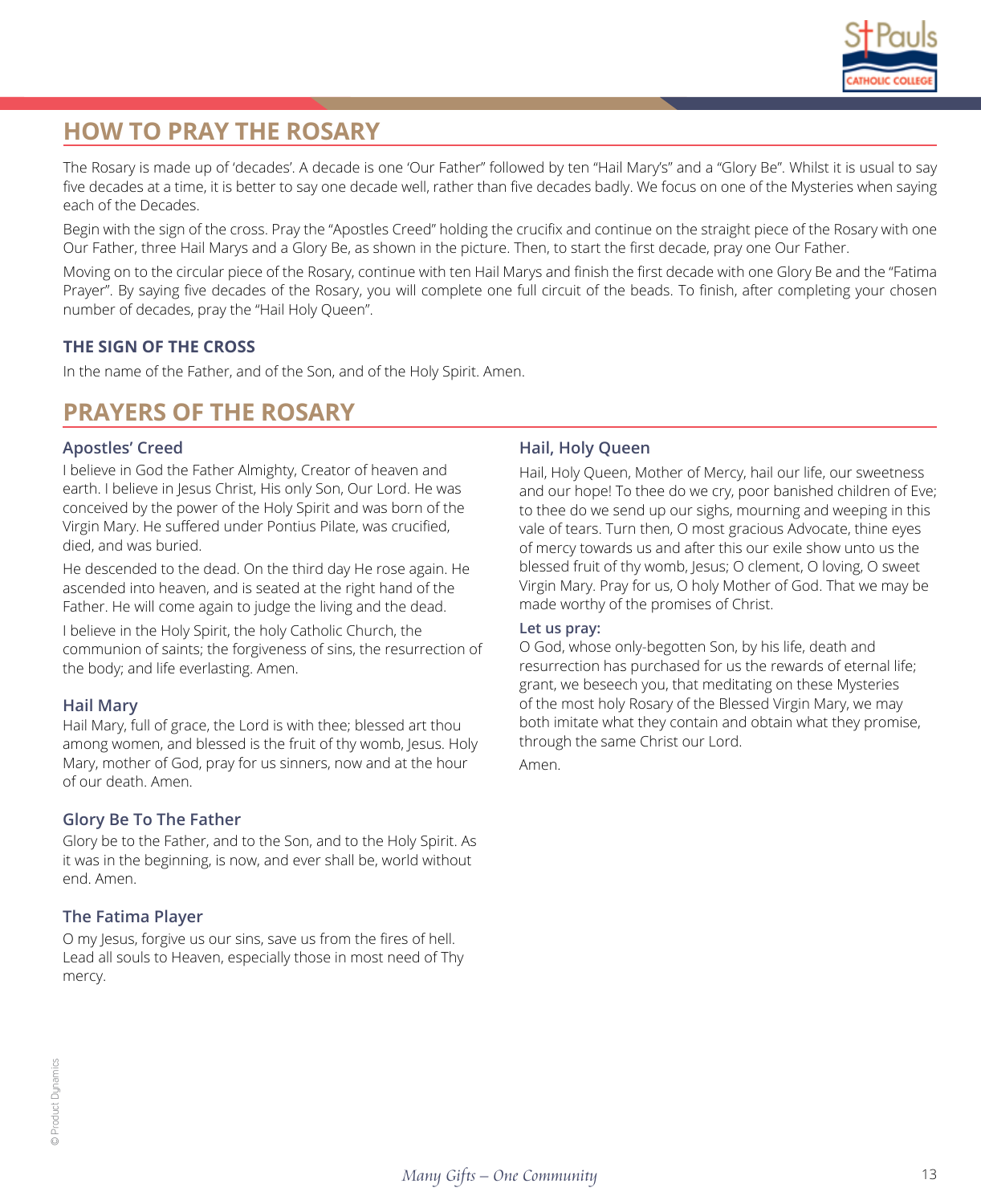## HOW TO PRAY THE ROSARY

The Rosary is made up of 'decades'. A decade is one 'Our Father" followed by ten "Hail Mary's" and a "Glory Be". Whilst it is usual to say five decades at a time, it is better to say one decade well, rather than five decades badly. We focus on one of the Mysteries when saying each of the Decades.

Begin with the sign of the cross. Pray the "Apostles Creed" holding the crucifix and continue on the straight piece of the Rosary with one Our Father, three Hail Marys and a Glory Be, as shown in the picture. Then, to start the first decade, pray one Our Father.

Moving on to the circular piece of the Rosary, continue with ten Hail Marys and finish the first decade with one Glory Be and the "Fatima Prayer". By saying five decades of the Rosary, you will complete one full circuit of the beads. To finish, after completing your chosen number of decades, pray the "Hail Holy Queen".

### THE SIGN OF THE CROSS

In the name of the Father, and of the Son, and of the Holy Spirit. Amen.

## PRAYERS OF THE ROSARY

### Apostles' Creed

I believe in God the Father Almighty, Creator of heaven and earth. I believe in Jesus Christ, His only Son, Our Lord. He was conceived by the power of the Holy Spirit and was born of the Virgin Mary. He suffered under Pontius Pilate, was crucified, died, and was buried.

He descended to the dead. On the third day He rose again. He ascended into heaven, and is seated at the right hand of the Father. He will come again to judge the living and the dead.

I believe in the Holy Spirit, the holy Catholic Church, the communion of saints; the forgiveness of sins, the resurrection of the body; and life everlasting. Amen.

### Hail Mary

Hail Mary, full of grace, the Lord is with thee; blessed art thou among women, and blessed is the fruit of thy womb, Jesus. Holy Mary, mother of God, pray for us sinners, now and at the hour of our death. Amen.

### Glory Be To The Father

Glory be to the Father, and to the Son, and to the Holy Spirit. As it was in the beginning, is now, and ever shall be, world without end. Amen.

### The Fatima Player

O my Jesus, forgive us our sins, save us from the fires of hell. Lead all souls to Heaven, especially those in most need of Thy mercy.

### Hail, Holy Queen

Hail, Holy Queen, Mother of Mercy, hail our life, our sweetness and our hope! To thee do we cry, poor banished children of Eve; to thee do we send up our sighs, mourning and weeping in this vale of tears. Turn then, O most gracious Advocate, thine eyes of mercy towards us and after this our exile show unto us the blessed fruit of thy womb, Jesus; O clement, O loving, O sweet Virgin Mary. Pray for us, O holy Mother of God. That we may be made worthy of the promises of Christ.

**Let us pray:**

O God, whose only-begotten Son, by his life, death and resurrection has purchased for us the rewards of eternal life; grant, we beseech you, that meditating on these Mysteries of the most holy Rosary of the Blessed Virgin Mary, we may both imitate what they contain and obtain what they promise, through the same Christ our Lord.

Amen.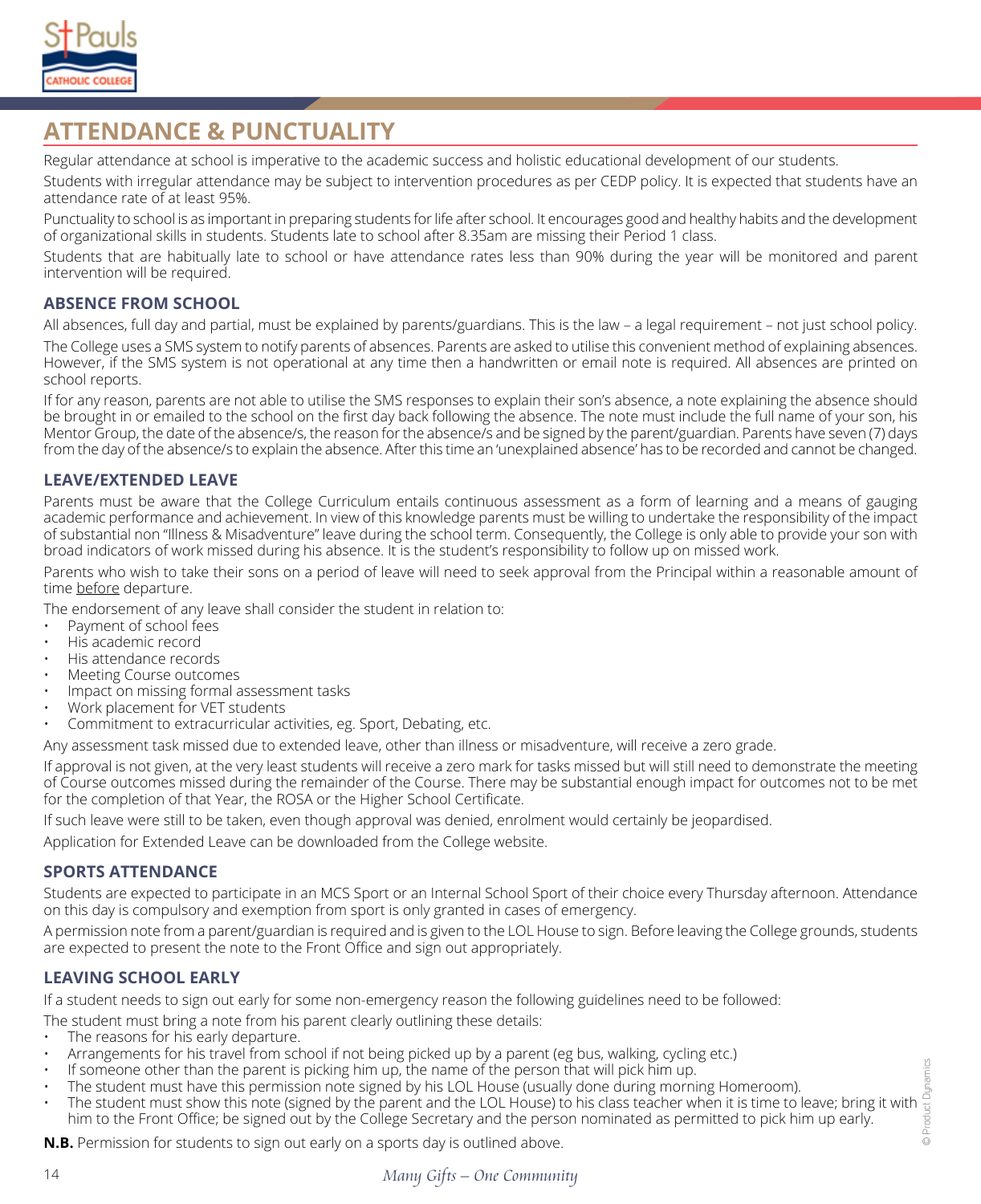# ATTENDANCE & PUNCTUALITY

Regular attendance at school is imperative to the academic success and holistic educational development of our students.

Students with irregular attendance may be subject to intervention procedures as per CEDP policy. It is expected that students have an attendance rate of at least 95%.

Punctuality to school is as important in preparing students for life after school. It encourages good and healthy habits and the development of organizational skills in students. Students late to school after 8.35am are missing their Period 1 class.

Students that are habitually late to school or have attendance rates less than 90% during the year will be monitored and parent intervention will be required.

## ABSENCE FROM SCHOOL

All absences, full day and partial, must be explained by parents/guardians. This is the law – a legal requirement – not just school policy.

The College uses a SMS system to notify parents of absences. Parents are asked to utilise this convenient method of explaining absences. However, if the SMS system is not operational at any time then a handwritten or email note is required. All absences are printed on school reports.

If for any reason, parents are not able to utilise the SMS responses to explain their son's absence, a note explaining the absence should be brought in or emailed to the school on the first day back following the absence. The note must include the full name of your son, his Mentor Group, the date of the absence/s, the reason for the absence/s and be signed by the parent/guardian. Parents have seven (7) days from the day of the absence/s to explain the absence. After this time an 'unexplained absence' has to be recorded and cannot be changed.

## LEAVE/EXTENDED LEAVE

Parents must be aware that the College Curriculum entails continuous assessment as a form of learning and a means of gauging academic performance and achievement. In view of this knowledge parents must be willing to undertake the responsibility of the impact of substantial non "Illness & Misadventure" leave during the school term. Consequently, the College is only able to provide your son with broad indicators of work missed during his absence. It is the student's responsibility to follow up on missed work.

Parents who wish to take their sons on a period of leave will need to seek approval from the Principal within a reasonable amount of time <u>before</u> departure.

The endorsement of any leave shall consider the student in relation to:

- Payment of school fees
- His academic record
- His attendance records
- Meeting Course outcomes
- Impact on missing formal assessment tasks
- Work placement for VET students
- Commitment to extracurricular activities, eg. Sport, Debating, etc.

Any assessment task missed due to extended leave, other than illness or misadventure, will receive a zero grade.

If approval is not given, at the very least students will receive a zero mark for tasks missed but will still need to demonstrate the meeting of Course outcomes missed during the remainder of the Course. There may be substantial enough impact for outcomes not to be met for the completion of that Year, the ROSA or the Higher School Certificate.

If such leave were still to be taken, even though approval was denied, enrolment would certainly be jeopardised.

Application for Extended Leave can be downloaded from the College website.

## SPORTS ATTENDANCE

Students are expected to participate in an MCS Sport or an Internal School Sport of their choice every Thursday afternoon. Attendance on this day is compulsory and exemption from sport is only granted in cases of emergency.

A permission note from a parent/guardian is required and is given to the LOL House to sign. Before leaving the College grounds, students are expected to present the note to the Front Office and sign out appropriately.

## LEAVING SCHOOL EARLY

If a student needs to sign out early for some non-emergency reason the following guidelines need to be followed:

The student must bring a note from his parent clearly outlining these details:

- The reasons for his early departure.
- Arrangements for his travel from school if not being picked up by a parent (eg bus, walking, cycling etc.)
- If someone other than the parent is picking him up, the name of the person that will pick him up.
- The student must have this permission note signed by his LOL House (usually done during morning Homeroom).
- The student must show this note (signed by the parent and the LOL House) to his class teacher when it is time to leave; bring it with him to the Front Office; be signed out by the College Secretary and the person nominated as permitted to pick him up early.

**N.B.** Permission for students to sign out early on a sports day is outlined above.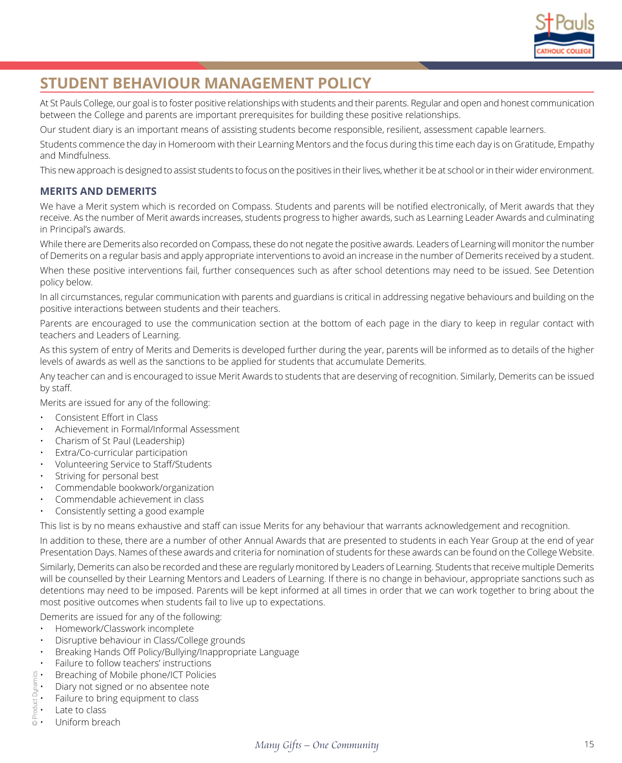# STUDENT BEHAVIOUR MANAGEMENT POLICY

At St Pauls College, our goal is to foster positive relationships with students and their parents. Regular and open and honest communication between the College and parents are important prerequisites for building these positive relationships.

Our student diary is an important means of assisting students become responsible, resilient, assessment capable learners.

Students commence the day in Homeroom with their Learning Mentors and the focus during this time each day is on Gratitude, Empathy and Mindfulness.

This new approach is designed to assist students to focus on the positives in their lives, whether it be at school or in their wider environment.

## MERITS AND DEMERITS

We have a Merit system which is recorded on Compass. Students and parents will be notified electronically, of Merit awards that they receive. As the number of Merit awards increases, students progress to higher awards, such as Learning Leader Awards and culminating in Principal's awards.

While there are Demerits also recorded on Compass, these do not negate the positive awards. Leaders of Learning will monitor the number of Demerits on a regular basis and apply appropriate interventions to avoid an increase in the number of Demerits received by a student.

When these positive interventions fail, further consequences such as after school detentions may need to be issued. See Detention policy below.

In all circumstances, regular communication with parents and guardians is critical in addressing negative behaviours and building on the positive interactions between students and their teachers.

Parents are encouraged to use the communication section at the bottom of each page in the diary to keep in regular contact with teachers and Leaders of Learning.

As this system of entry of Merits and Demerits is developed further during the year, parents will be informed as to details of the higher levels of awards as well as the sanctions to be applied for students that accumulate Demerits.

Any teacher can and is encouraged to issue Merit Awards to students that are deserving of recognition. Similarly, Demerits can be issued by staff.

Merits are issued for any of the following:

- Consistent Effort in Class
- Achievement in Formal/Informal Assessment
- Charism of St Paul (Leadership)
- Extra/Co-curricular participation
- Volunteering Service to Staff/Students
- Striving for personal best
- Commendable bookwork/organization
- Commendable achievement in class
- Consistently setting a good example

This list is by no means exhaustive and staff can issue Merits for any behaviour that warrants acknowledgement and recognition.

In addition to these, there are a number of other Annual Awards that are presented to students in each Year Group at the end of year Presentation Days. Names of these awards and criteria for nomination of students for these awards can be found on the College Website.

Similarly, Demerits can also be recorded and these are regularly monitored by Leaders of Learning. Students that receive multiple Demerits will be counselled by their Learning Mentors and Leaders of Learning. If there is no change in behaviour, appropriate sanctions such as detentions may need to be imposed. Parents will be kept informed at all times in order that we can work together to bring about the most positive outcomes when students fail to live up to expectations.

Demerits are issued for any of the following:

- Homework/Classwork incomplete
- Disruptive behaviour in Class/College grounds
- Breaking Hands Off Policy/Bullying/Inappropriate Language
- Failure to follow teachers' instructions
- Breaching of Mobile phone/ICT Policies
- Diary not signed or no absentee note
- Failure to bring equipment to class
- Late to class
- Uniform breach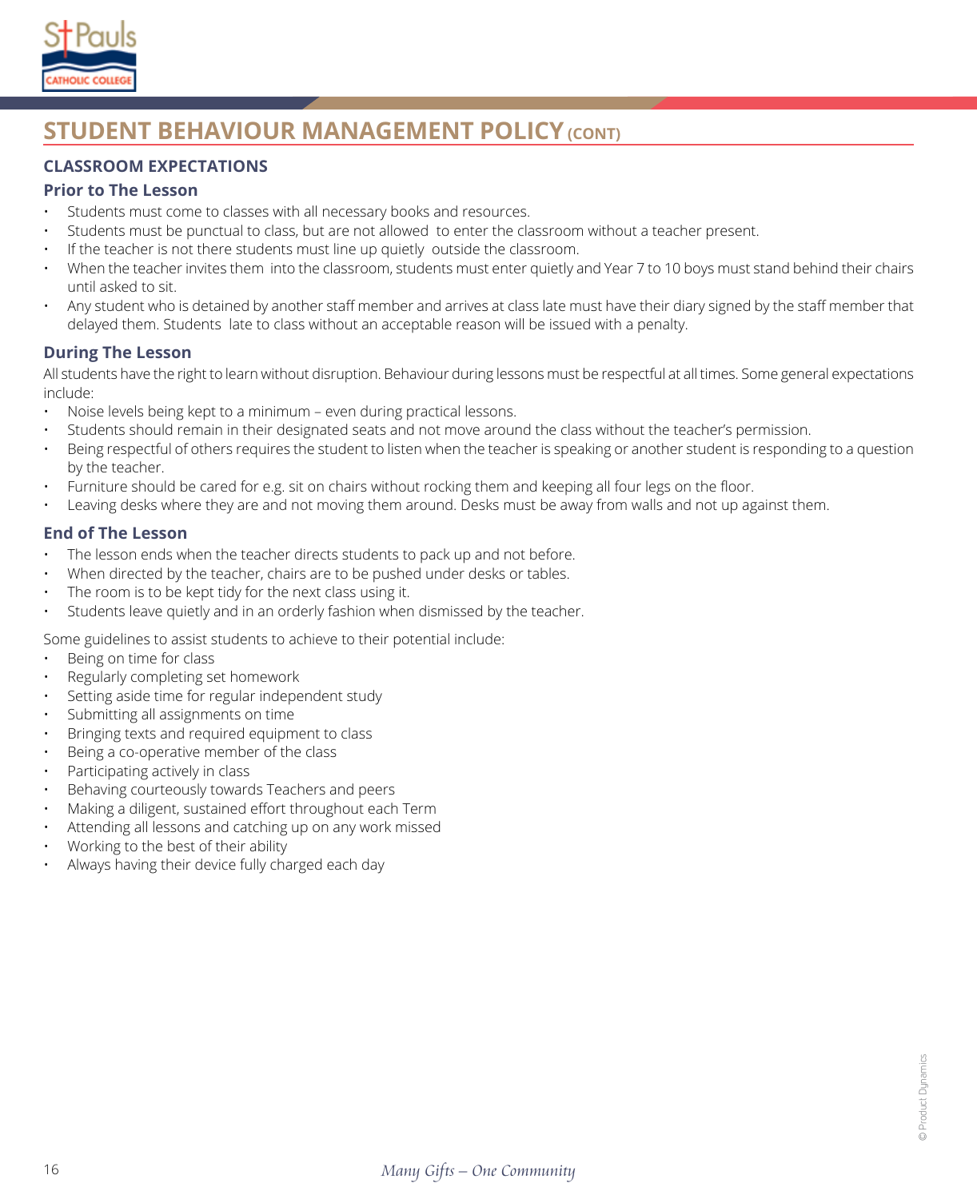# STUDENT BEHAVIOUR MANAGEMENT POLICY (CONT)

## CLASSROOM EXPECTATIONS

### Prior to The Lesson

- Students must come to classes with all necessary books and resources.
- Students must be punctual to class, but are not allowed to enter the classroom without a teacher present.
- If the teacher is not there students must line up quietly outside the classroom.
- When the teacher invites them into the classroom, students must enter quietly and Year 7 to 10 boys must stand behind their chairs until asked to sit.
- Any student who is detained by another staff member and arrives at class late must have their diary signed by the staff member that delayed them. Students late to class without an acceptable reason will be issued with a penalty.

### During The Lesson

All students have the right to learn without disruption. Behaviour during lessons must be respectful at all times. Some general expectations include:

- Noise levels being kept to a minimum – even during practical lessons.
- Students should remain in their designated seats and not move around the class without the teacher's permission.
- Being respectful of others requires the student to listen when the teacher is speaking or another student is responding to a question by the teacher.
- Furniture should be cared for e.g. sit on chairs without rocking them and keeping all four legs on the floor.
- Leaving desks where they are and not moving them around. Desks must be away from walls and not up against them.

### End of The Lesson

- The lesson ends when the teacher directs students to pack up and not before.
- When directed by the teacher, chairs are to be pushed under desks or tables.
- The room is to be kept tidy for the next class using it.
- Students leave quietly and in an orderly fashion when dismissed by the teacher.

Some guidelines to assist students to achieve to their potential include:

- Being on time for class
- Regularly completing set homework
- Setting aside time for regular independent study
- Submitting all assignments on time
- Bringing texts and required equipment to class
- Being a co-operative member of the class
- Participating actively in class
- Behaving courteously towards Teachers and peers
- Making a diligent, sustained effort throughout each Term
- Attending all lessons and catching up on any work missed
- Working to the best of their ability
- Always having their device fully charged each day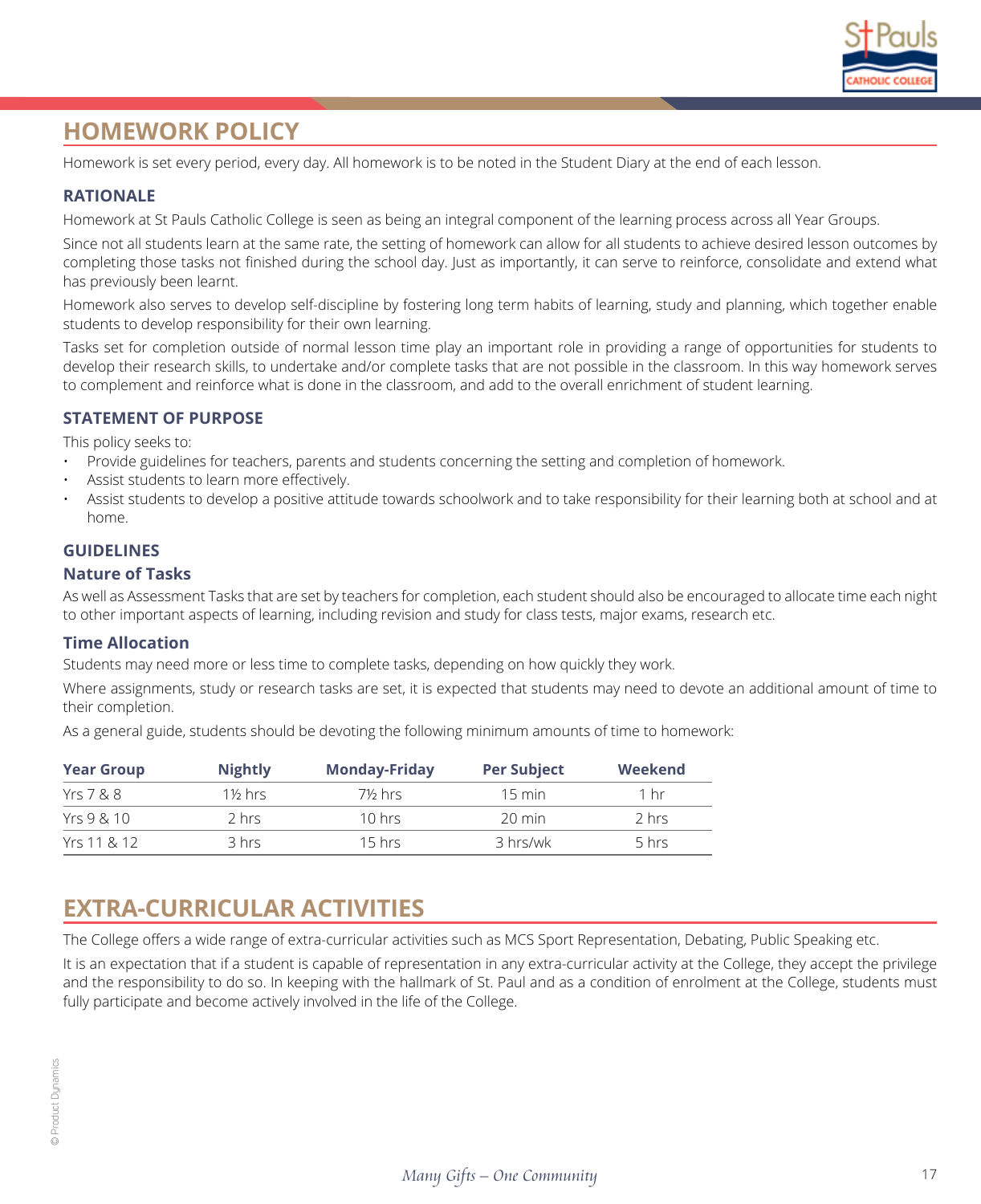# HOMEWORK POLICY

Homework is set every period, every day. All homework is to be noted in the Student Diary at the end of each lesson.

### RATIONALE

Homework at St Pauls Catholic College is seen as being an integral component of the learning process across all Year Groups.

Since not all students learn at the same rate, the setting of homework can allow for all students to achieve desired lesson outcomes by completing those tasks not finished during the school day. Just as importantly, it can serve to reinforce, consolidate and extend what has previously been learnt.

Homework also serves to develop self-discipline by fostering long term habits of learning, study and planning, which together enable students to develop responsibility for their own learning.

Tasks set for completion outside of normal lesson time play an important role in providing a range of opportunities for students to develop their research skills, to undertake and/or complete tasks that are not possible in the classroom. In this way homework serves to complement and reinforce what is done in the classroom, and add to the overall enrichment of student learning.

### STATEMENT OF PURPOSE

This policy seeks to:

- Provide guidelines for teachers, parents and students concerning the setting and completion of homework.
- Assist students to learn more effectively.
- Assist students to develop a positive attitude towards schoolwork and to take responsibility for their learning both at school and at home.

### GUIDELINES

#### Nature of Tasks

As well as Assessment Tasks that are set by teachers for completion, each student should also be encouraged to allocate time each night to other important aspects of learning, including revision and study for class tests, major exams, research etc.

#### Time Allocation

Students may need more or less time to complete tasks, depending on how quickly they work.

Where assignments, study or research tasks are set, it is expected that students may need to devote an additional amount of time to their completion.

As a general guide, students should be devoting the following minimum amounts of time to homework:

| Year Group | Nightly | Monday-Friday | Per Subject | Weekend |
|---|---|---|---|---|
| Yrs 7 & 8 | 1½ hrs | 7½ hrs | 15 min | 1 hr |
| Yrs 9 & 10 | 2 hrs | 10 hrs | 20 min | 2 hrs |
| Yrs 11 & 12 | 3 hrs | 15 hrs | 3 hrs/wk | 5 hrs |

# EXTRA-CURRICULAR ACTIVITIES

The College offers a wide range of extra-curricular activities such as MCS Sport Representation, Debating, Public Speaking etc.

It is an expectation that if a student is capable of representation in any extra-curricular activity at the College, they accept the privilege and the responsibility to do so. In keeping with the hallmark of St. Paul and as a condition of enrolment at the College, students must fully participate and become actively involved in the life of the College.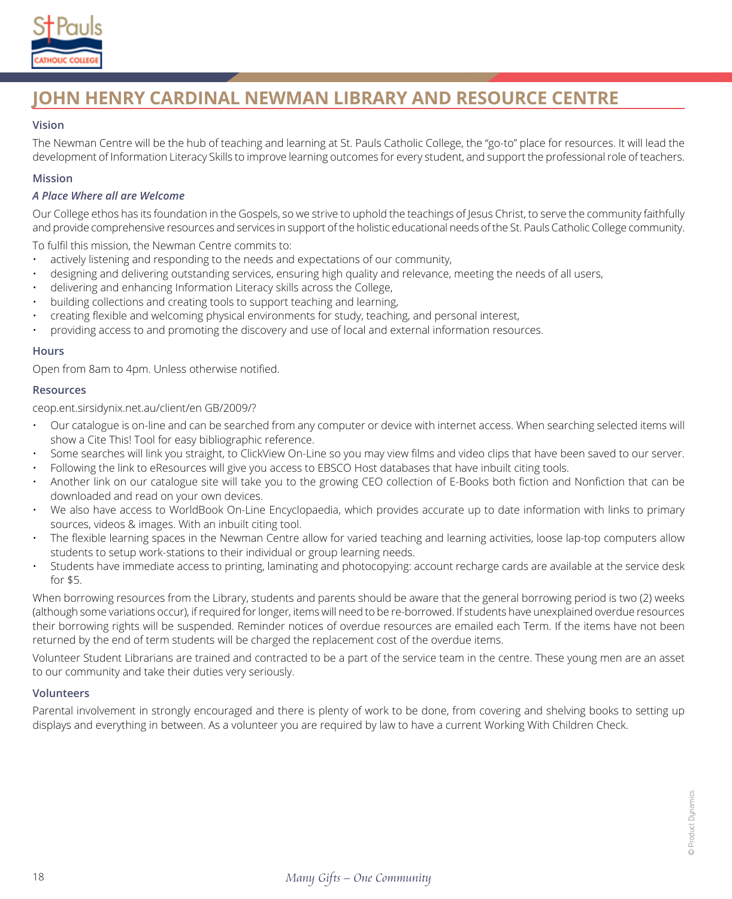# JOHN HENRY CARDINAL NEWMAN LIBRARY AND RESOURCE CENTRE

### Vision

The Newman Centre will be the hub of teaching and learning at St. Pauls Catholic College, the "go-to" place for resources. It will lead the development of Information Literacy Skills to improve learning outcomes for every student, and support the professional role of teachers.

### Mission

***A Place Where all are Welcome***

Our College ethos has its foundation in the Gospels, so we strive to uphold the teachings of Jesus Christ, to serve the community faithfully and provide comprehensive resources and services in support of the holistic educational needs of the St. Pauls Catholic College community.

To fulfil this mission, the Newman Centre commits to:

- actively listening and responding to the needs and expectations of our community,
- designing and delivering outstanding services, ensuring high quality and relevance, meeting the needs of all users,
- delivering and enhancing Information Literacy skills across the College,
- building collections and creating tools to support teaching and learning,
- creating flexible and welcoming physical environments for study, teaching, and personal interest,
- providing access to and promoting the discovery and use of local and external information resources.

### Hours

Open from 8am to 4pm. Unless otherwise notified.

### Resources

ceop.ent.sirsidynix.net.au/client/en GB/2009/?

- Our catalogue is on-line and can be searched from any computer or device with internet access. When searching selected items will show a Cite This! Tool for easy bibliographic reference.
- Some searches will link you straight, to ClickView On-Line so you may view films and video clips that have been saved to our server.
- Following the link to eResources will give you access to EBSCO Host databases that have inbuilt citing tools.
- Another link on our catalogue site will take you to the growing CEO collection of E-Books both fiction and Nonfiction that can be downloaded and read on your own devices.
- We also have access to WorldBook On-Line Encyclopaedia, which provides accurate up to date information with links to primary sources, videos & images. With an inbuilt citing tool.
- The flexible learning spaces in the Newman Centre allow for varied teaching and learning activities, loose lap-top computers allow students to setup work-stations to their individual or group learning needs.
- Students have immediate access to printing, laminating and photocopying: account recharge cards are available at the service desk for $5.

When borrowing resources from the Library, students and parents should be aware that the general borrowing period is two (2) weeks (although some variations occur), if required for longer, items will need to be re-borrowed. If students have unexplained overdue resources their borrowing rights will be suspended. Reminder notices of overdue resources are emailed each Term. If the items have not been returned by the end of term students will be charged the replacement cost of the overdue items.

Volunteer Student Librarians are trained and contracted to be a part of the service team in the centre. These young men are an asset to our community and take their duties very seriously.

### Volunteers

Parental involvement in strongly encouraged and there is plenty of work to be done, from covering and shelving books to setting up displays and everything in between. As a volunteer you are required by law to have a current Working With Children Check.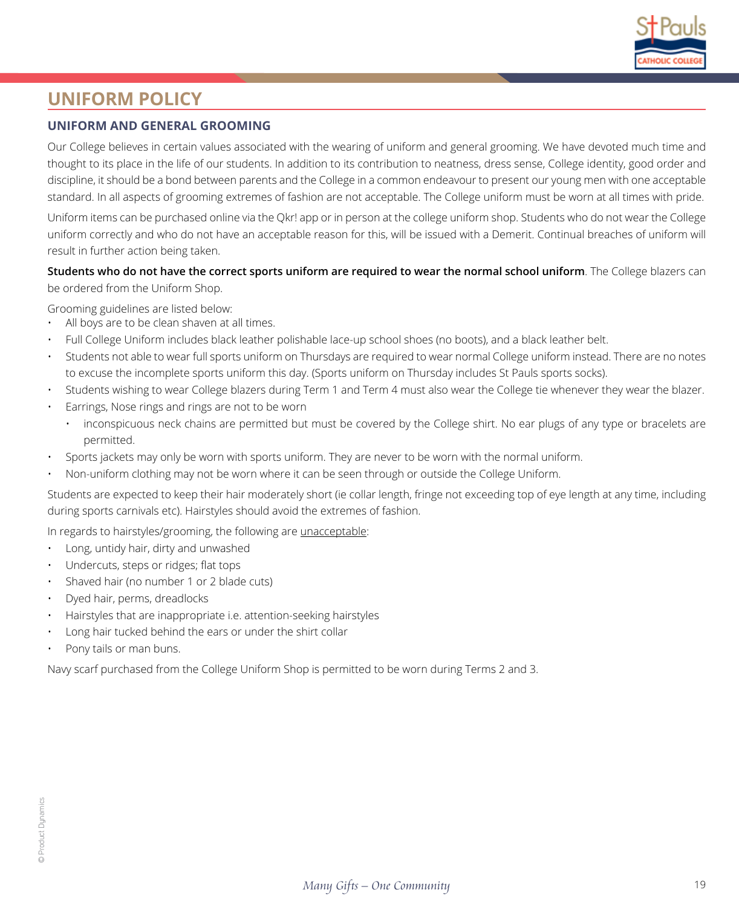## UNIFORM POLICY

### UNIFORM AND GENERAL GROOMING

Our College believes in certain values associated with the wearing of uniform and general grooming. We have devoted much time and thought to its place in the life of our students. In addition to its contribution to neatness, dress sense, College identity, good order and discipline, it should be a bond between parents and the College in a common endeavour to present our young men with one acceptable standard. In all aspects of grooming extremes of fashion are not acceptable. The College uniform must be worn at all times with pride.

Uniform items can be purchased online via the Qkr! app or in person at the college uniform shop. Students who do not wear the College uniform correctly and who do not have an acceptable reason for this, will be issued with a Demerit. Continual breaches of uniform will result in further action being taken.

**Students who do not have the correct sports uniform are required to wear the normal school uniform**. The College blazers can be ordered from the Uniform Shop.

Grooming guidelines are listed below:

- All boys are to be clean shaven at all times.
- Full College Uniform includes black leather polishable lace-up school shoes (no boots), and a black leather belt.
- Students not able to wear full sports uniform on Thursdays are required to wear normal College uniform instead. There are no notes to excuse the incomplete sports uniform this day. (Sports uniform on Thursday includes St Pauls sports socks).
- Students wishing to wear College blazers during Term 1 and Term 4 must also wear the College tie whenever they wear the blazer.
- Earrings, Nose rings and rings are not to be worn
  - inconspicuous neck chains are permitted but must be covered by the College shirt. No ear plugs of any type or bracelets are permitted.
- Sports jackets may only be worn with sports uniform. They are never to be worn with the normal uniform.
- Non-uniform clothing may not be worn where it can be seen through or outside the College Uniform.

Students are expected to keep their hair moderately short (ie collar length, fringe not exceeding top of eye length at any time, including during sports carnivals etc). Hairstyles should avoid the extremes of fashion.

In regards to hairstyles/grooming, the following are <u>unacceptable</u>:

- Long, untidy hair, dirty and unwashed
- Undercuts, steps or ridges; flat tops
- Shaved hair (no number 1 or 2 blade cuts)
- Dyed hair, perms, dreadlocks
- Hairstyles that are inappropriate i.e. attention-seeking hairstyles
- Long hair tucked behind the ears or under the shirt collar
- Pony tails or man buns.

Navy scarf purchased from the College Uniform Shop is permitted to be worn during Terms 2 and 3.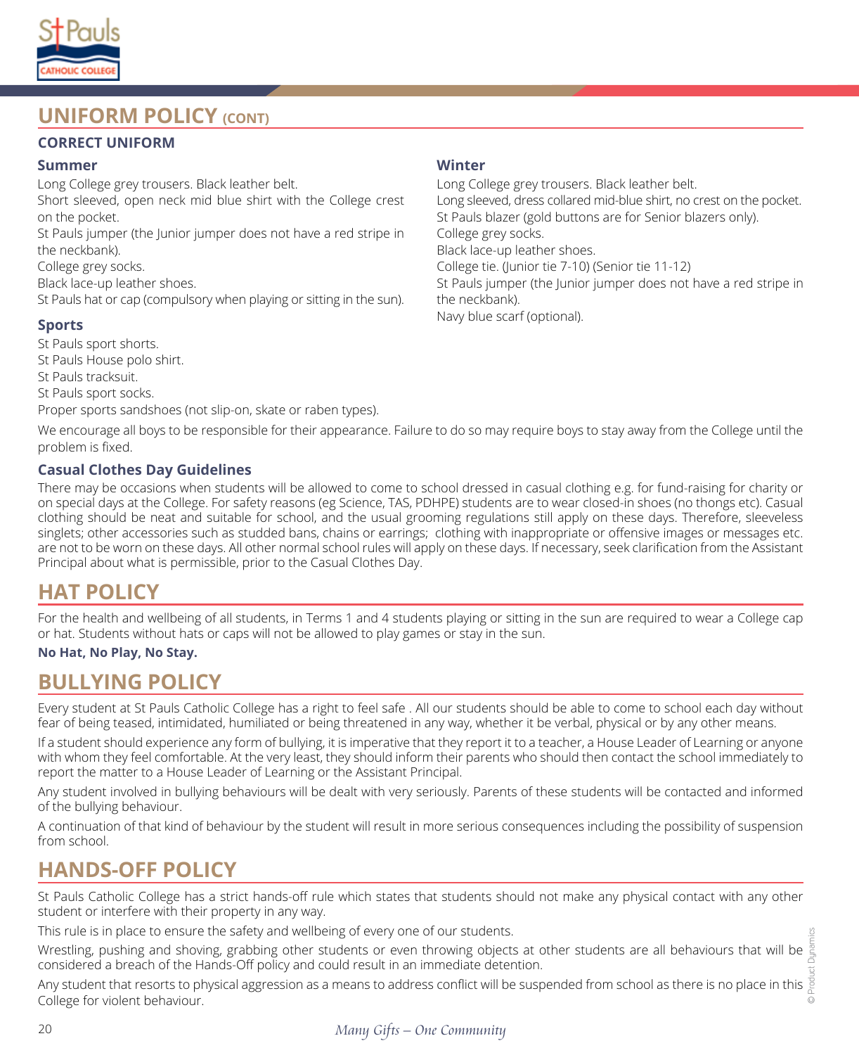# UNIFORM POLICY (CONT)

## CORRECT UNIFORM

### Summer

Long College grey trousers. Black leather belt.
Short sleeved, open neck mid blue shirt with the College crest on the pocket.
St Pauls jumper (the Junior jumper does not have a red stripe in the neckbank).
College grey socks.
Black lace-up leather shoes.
St Pauls hat or cap (compulsory when playing or sitting in the sun).

### Winter

Long College grey trousers. Black leather belt.
Long sleeved, dress collared mid-blue shirt, no crest on the pocket.
St Pauls blazer (gold buttons are for Senior blazers only).
College grey socks.
Black lace-up leather shoes.
College tie. (Junior tie 7-10) (Senior tie 11-12)
St Pauls jumper (the Junior jumper does not have a red stripe in the neckbank).
Navy blue scarf (optional).

### Sports

St Pauls sport shorts.
St Pauls House polo shirt.
St Pauls tracksuit.
St Pauls sport socks.
Proper sports sandshoes (not slip-on, skate or raben types).

We encourage all boys to be responsible for their appearance. Failure to do so may require boys to stay away from the College until the problem is fixed.

### Casual Clothes Day Guidelines

There may be occasions when students will be allowed to come to school dressed in casual clothing e.g. for fund-raising for charity or on special days at the College. For safety reasons (eg Science, TAS, PDHPE) students are to wear closed-in shoes (no thongs etc). Casual clothing should be neat and suitable for school, and the usual grooming regulations still apply on these days. Therefore, sleeveless singlets; other accessories such as studded bans, chains or earrings; clothing with inappropriate or offensive images or messages etc. are not to be worn on these days. All other normal school rules will apply on these days. If necessary, seek clarification from the Assistant Principal about what is permissible, prior to the Casual Clothes Day.

# HAT POLICY

For the health and wellbeing of all students, in Terms 1 and 4 students playing or sitting in the sun are required to wear a College cap or hat. Students without hats or caps will not be allowed to play games or stay in the sun.

**No Hat, No Play, No Stay.**

# BULLYING POLICY

Every student at St Pauls Catholic College has a right to feel safe . All our students should be able to come to school each day without fear of being teased, intimidated, humiliated or being threatened in any way, whether it be verbal, physical or by any other means.

If a student should experience any form of bullying, it is imperative that they report it to a teacher, a House Leader of Learning or anyone with whom they feel comfortable. At the very least, they should inform their parents who should then contact the school immediately to report the matter to a House Leader of Learning or the Assistant Principal.

Any student involved in bullying behaviours will be dealt with very seriously. Parents of these students will be contacted and informed of the bullying behaviour.

A continuation of that kind of behaviour by the student will result in more serious consequences including the possibility of suspension from school.

# HANDS-OFF POLICY

St Pauls Catholic College has a strict hands-off rule which states that students should not make any physical contact with any other student or interfere with their property in any way.

This rule is in place to ensure the safety and wellbeing of every one of our students.

Wrestling, pushing and shoving, grabbing other students or even throwing objects at other students are all behaviours that will be considered a breach of the Hands-Off policy and could result in an immediate detention.

Any student that resorts to physical aggression as a means to address conflict will be suspended from school as there is no place in this College for violent behaviour.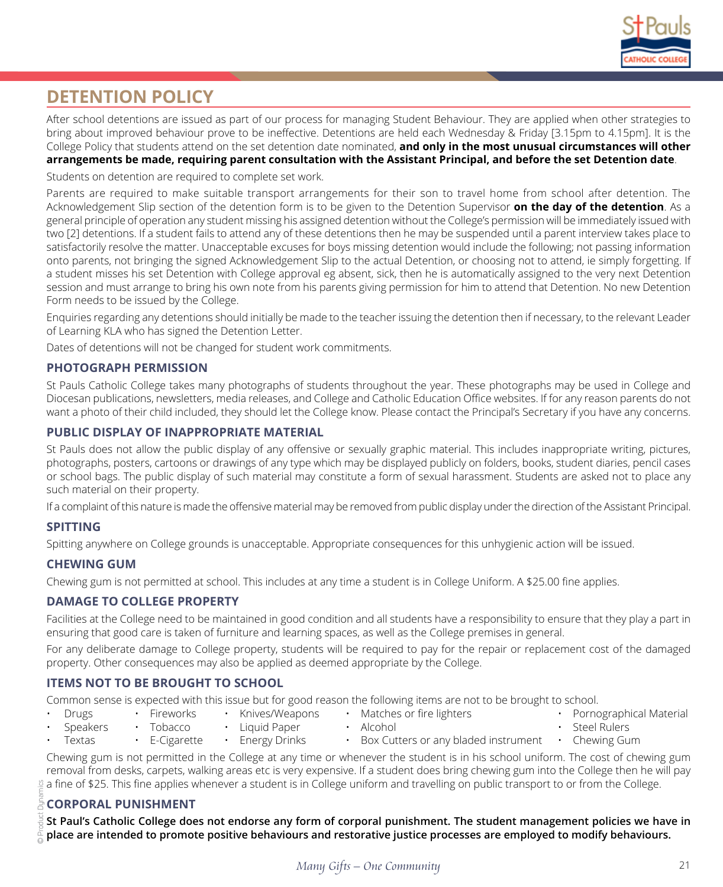# DETENTION POLICY

After school detentions are issued as part of our process for managing Student Behaviour. They are applied when other strategies to bring about improved behaviour prove to be ineffective. Detentions are held each Wednesday & Friday [3.15pm to 4.15pm]. It is the College Policy that students attend on the set detention date nominated, **and only in the most unusual circumstances will other arrangements be made, requiring parent consultation with the Assistant Principal, and before the set Detention date**.

Students on detention are required to complete set work.

Parents are required to make suitable transport arrangements for their son to travel home from school after detention. The Acknowledgement Slip section of the detention form is to be given to the Detention Supervisor **on the day of the detention**. As a general principle of operation any student missing his assigned detention without the College's permission will be immediately issued with two [2] detentions. If a student fails to attend any of these detentions then he may be suspended until a parent interview takes place to satisfactorily resolve the matter. Unacceptable excuses for boys missing detention would include the following; not passing information onto parents, not bringing the signed Acknowledgement Slip to the actual Detention, or choosing not to attend, ie simply forgetting. If a student misses his set Detention with College approval eg absent, sick, then he is automatically assigned to the very next Detention session and must arrange to bring his own note from his parents giving permission for him to attend that Detention. No new Detention Form needs to be issued by the College.

Enquiries regarding any detentions should initially be made to the teacher issuing the detention then if necessary, to the relevant Leader of Learning KLA who has signed the Detention Letter.

Dates of detentions will not be changed for student work commitments.

## PHOTOGRAPH PERMISSION

St Pauls Catholic College takes many photographs of students throughout the year. These photographs may be used in College and Diocesan publications, newsletters, media releases, and College and Catholic Education Office websites. If for any reason parents do not want a photo of their child included, they should let the College know. Please contact the Principal's Secretary if you have any concerns.

## PUBLIC DISPLAY OF INAPPROPRIATE MATERIAL

St Pauls does not allow the public display of any offensive or sexually graphic material. This includes inappropriate writing, pictures, photographs, posters, cartoons or drawings of any type which may be displayed publicly on folders, books, student diaries, pencil cases or school bags. The public display of such material may constitute a form of sexual harassment. Students are asked not to place any such material on their property.

If a complaint of this nature is made the offensive material may be removed from public display under the direction of the Assistant Principal.

## SPITTING

Spitting anywhere on College grounds is unacceptable. Appropriate consequences for this unhygienic action will be issued.

## CHEWING GUM

Chewing gum is not permitted at school. This includes at any time a student is in College Uniform. A $25.00 fine applies.

## DAMAGE TO COLLEGE PROPERTY

Facilities at the College need to be maintained in good condition and all students have a responsibility to ensure that they play a part in ensuring that good care is taken of furniture and learning spaces, as well as the College premises in general.

For any deliberate damage to College property, students will be required to pay for the repair or replacement cost of the damaged property. Other consequences may also be applied as deemed appropriate by the College.

## ITEMS NOT TO BE BROUGHT TO SCHOOL

Common sense is expected with this issue but for good reason the following items are not to be brought to school.

- Drugs
- Speakers
- Textas
- Fireworks
- Tobacco
- E-Cigarette
- Knives/Weapons
- Liquid Paper
- Energy Drinks
- Matches or fire lighters
- Alcohol
- Box Cutters or any bladed instrument
- Pornographical Material
- Steel Rulers
- Chewing Gum

Chewing gum is not permitted in the College at any time or whenever the student is in his school uniform. The cost of chewing gum removal from desks, carpets, walking areas etc is very expensive. If a student does bring chewing gum into the College then he will pay a fine of $25. This fine applies whenever a student is in College uniform and travelling on public transport to or from the College.

## CORPORAL PUNISHMENT

**St Paul's Catholic College does not endorse any form of corporal punishment. The student management policies we have in place are intended to promote positive behaviours and restorative justice processes are employed to modify behaviours.**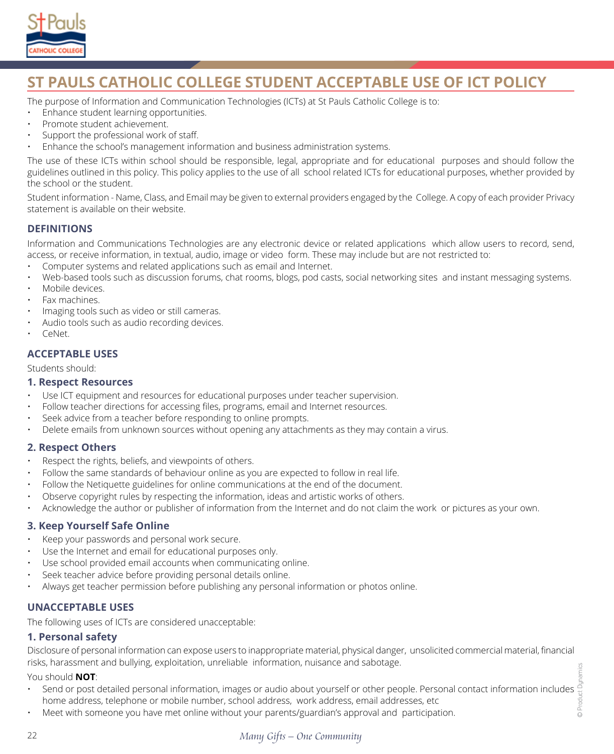# ST PAULS CATHOLIC COLLEGE STUDENT ACCEPTABLE USE OF ICT POLICY

The purpose of Information and Communication Technologies (ICTs) at St Pauls Catholic College is to:

- Enhance student learning opportunities.
- Promote student achievement.
- Support the professional work of staff.
- Enhance the school's management information and business administration systems.

The use of these ICTs within school should be responsible, legal, appropriate and for educational purposes and should follow the guidelines outlined in this policy. This policy applies to the use of all school related ICTs for educational purposes, whether provided by the school or the student.

Student information - Name, Class, and Email may be given to external providers engaged by the College. A copy of each provider Privacy statement is available on their website.

## DEFINITIONS

Information and Communications Technologies are any electronic device or related applications which allow users to record, send, access, or receive information, in textual, audio, image or video form. These may include but are not restricted to:

- Computer systems and related applications such as email and Internet.
- Web-based tools such as discussion forums, chat rooms, blogs, pod casts, social networking sites and instant messaging systems.
- Mobile devices.
- Fax machines.
- Imaging tools such as video or still cameras.
- Audio tools such as audio recording devices.
- CeNet.

## ACCEPTABLE USES

Students should:

### 1. Respect Resources

- Use ICT equipment and resources for educational purposes under teacher supervision.
- Follow teacher directions for accessing files, programs, email and Internet resources.
- Seek advice from a teacher before responding to online prompts.
- Delete emails from unknown sources without opening any attachments as they may contain a virus.

### 2. Respect Others

- Respect the rights, beliefs, and viewpoints of others.
- Follow the same standards of behaviour online as you are expected to follow in real life.
- Follow the Netiquette guidelines for online communications at the end of the document.
- Observe copyright rules by respecting the information, ideas and artistic works of others.
- Acknowledge the author or publisher of information from the Internet and do not claim the work or pictures as your own.

### 3. Keep Yourself Safe Online

- Keep your passwords and personal work secure.
- Use the Internet and email for educational purposes only.
- Use school provided email accounts when communicating online.
- Seek teacher advice before providing personal details online.
- Always get teacher permission before publishing any personal information or photos online.

## UNACCEPTABLE USES

The following uses of ICTs are considered unacceptable:

### 1. Personal safety

Disclosure of personal information can expose users to inappropriate material, physical danger, unsolicited commercial material, financial risks, harassment and bullying, exploitation, unreliable information, nuisance and sabotage.

You should **NOT**:

- Send or post detailed personal information, images or audio about yourself or other people. Personal contact information includes home address, telephone or mobile number, school address, work address, email addresses, etc
- Meet with someone you have met online without your parents/guardian's approval and participation.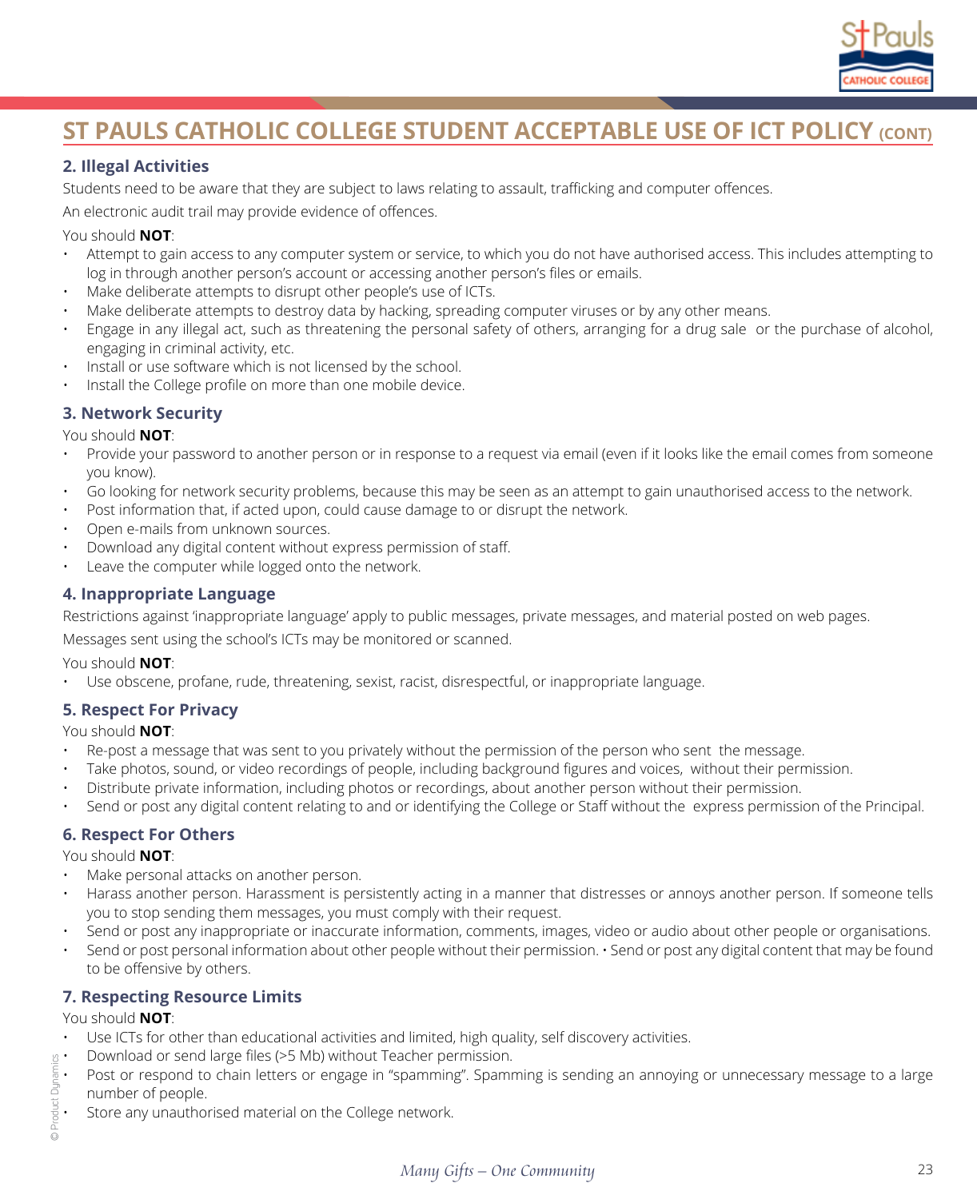# ST PAULS CATHOLIC COLLEGE STUDENT ACCEPTABLE USE OF ICT POLICY (CONT)

### 2. Illegal Activities

Students need to be aware that they are subject to laws relating to assault, trafficking and computer offences.

An electronic audit trail may provide evidence of offences.

You should **NOT**:

- Attempt to gain access to any computer system or service, to which you do not have authorised access. This includes attempting to log in through another person's account or accessing another person's files or emails.
- Make deliberate attempts to disrupt other people's use of ICTs.
- Make deliberate attempts to destroy data by hacking, spreading computer viruses or by any other means.
- Engage in any illegal act, such as threatening the personal safety of others, arranging for a drug sale or the purchase of alcohol, engaging in criminal activity, etc.
- Install or use software which is not licensed by the school.
- Install the College profile on more than one mobile device.

### 3. Network Security

You should **NOT**:

- Provide your password to another person or in response to a request via email (even if it looks like the email comes from someone you know).
- Go looking for network security problems, because this may be seen as an attempt to gain unauthorised access to the network.
- Post information that, if acted upon, could cause damage to or disrupt the network.
- Open e-mails from unknown sources.
- Download any digital content without express permission of staff.
- Leave the computer while logged onto the network.

### 4. Inappropriate Language

Restrictions against 'inappropriate language' apply to public messages, private messages, and material posted on web pages.

Messages sent using the school's ICTs may be monitored or scanned.

You should **NOT**:

- Use obscene, profane, rude, threatening, sexist, racist, disrespectful, or inappropriate language.

### 5. Respect For Privacy

You should **NOT**:

- Re-post a message that was sent to you privately without the permission of the person who sent the message.
- Take photos, sound, or video recordings of people, including background figures and voices, without their permission.
- Distribute private information, including photos or recordings, about another person without their permission.
- Send or post any digital content relating to and or identifying the College or Staff without the express permission of the Principal.

### 6. Respect For Others

You should **NOT**:

- Make personal attacks on another person.
- Harass another person. Harassment is persistently acting in a manner that distresses or annoys another person. If someone tells you to stop sending them messages, you must comply with their request.
- Send or post any inappropriate or inaccurate information, comments, images, video or audio about other people or organisations.
- Send or post personal information about other people without their permission. • Send or post any digital content that may be found to be offensive by others.

### 7. Respecting Resource Limits

You should **NOT**:

- Use ICTs for other than educational activities and limited, high quality, self discovery activities.
- Download or send large files (>5 Mb) without Teacher permission.
- Post or respond to chain letters or engage in "spamming". Spamming is sending an annoying or unnecessary message to a large number of people.
- Store any unauthorised material on the College network.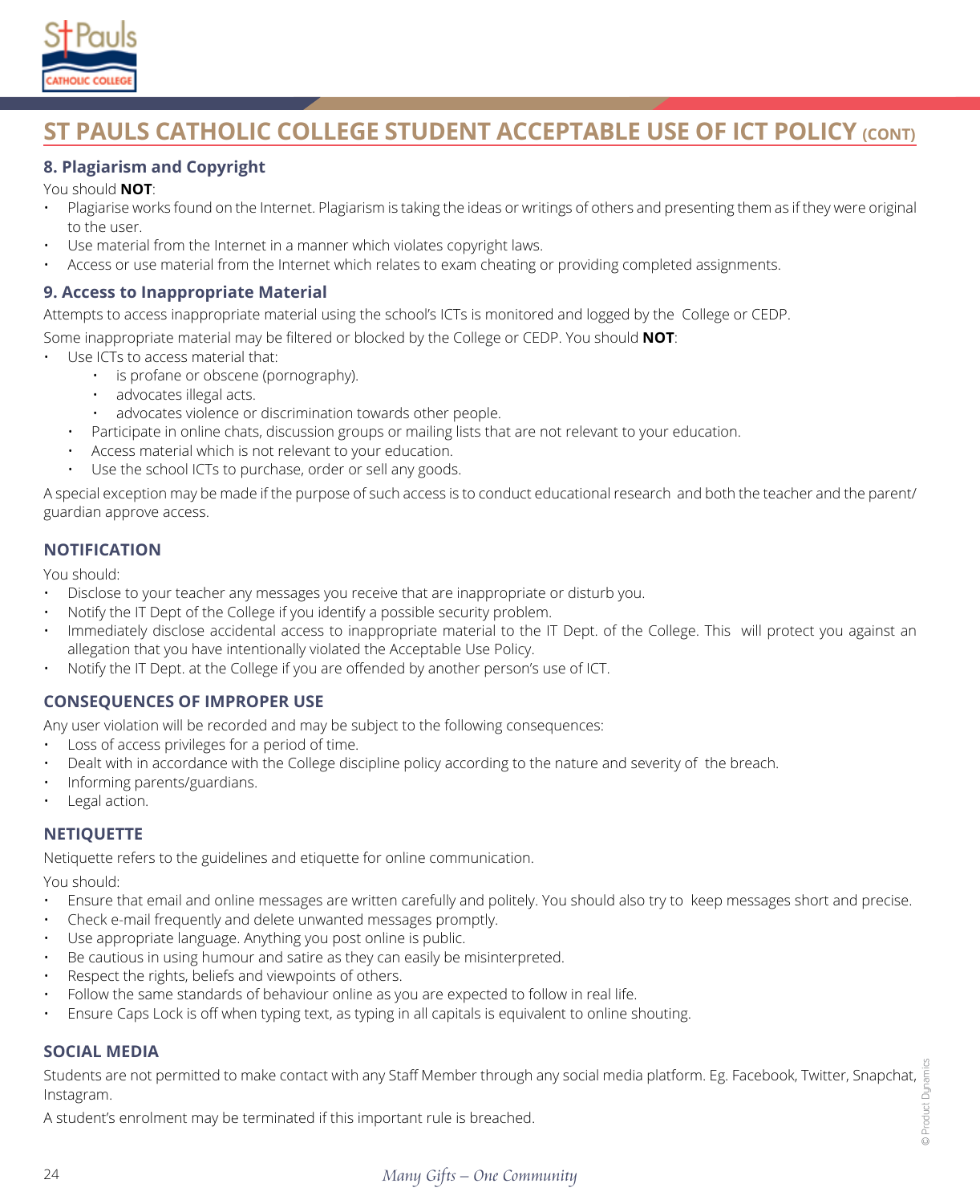# ST PAULS CATHOLIC COLLEGE STUDENT ACCEPTABLE USE OF ICT POLICY (CONT)

### 8. Plagiarism and Copyright

You should **NOT**:

- Plagiarise works found on the Internet. Plagiarism is taking the ideas or writings of others and presenting them as if they were original to the user.
- Use material from the Internet in a manner which violates copyright laws.
- Access or use material from the Internet which relates to exam cheating or providing completed assignments.

### 9. Access to Inappropriate Material

Attempts to access inappropriate material using the school's ICTs is monitored and logged by the College or CEDP.

Some inappropriate material may be filtered or blocked by the College or CEDP. You should **NOT**:

- Use ICTs to access material that:
  - is profane or obscene (pornography).
  - advocates illegal acts.
  - advocates violence or discrimination towards other people.
  - Participate in online chats, discussion groups or mailing lists that are not relevant to your education.
  - Access material which is not relevant to your education.
  - Use the school ICTs to purchase, order or sell any goods.

A special exception may be made if the purpose of such access is to conduct educational research and both the teacher and the parent/guardian approve access.

### NOTIFICATION

You should:

- Disclose to your teacher any messages you receive that are inappropriate or disturb you.
- Notify the IT Dept of the College if you identify a possible security problem.
- Immediately disclose accidental access to inappropriate material to the IT Dept. of the College. This will protect you against an allegation that you have intentionally violated the Acceptable Use Policy.
- Notify the IT Dept. at the College if you are offended by another person's use of ICT.

### CONSEQUENCES OF IMPROPER USE

Any user violation will be recorded and may be subject to the following consequences:

- Loss of access privileges for a period of time.
- Dealt with in accordance with the College discipline policy according to the nature and severity of the breach.
- Informing parents/guardians.
- Legal action.

### NETIQUETTE

Netiquette refers to the guidelines and etiquette for online communication.

You should:

- Ensure that email and online messages are written carefully and politely. You should also try to keep messages short and precise.
- Check e-mail frequently and delete unwanted messages promptly.
- Use appropriate language. Anything you post online is public.
- Be cautious in using humour and satire as they can easily be misinterpreted.
- Respect the rights, beliefs and viewpoints of others.
- Follow the same standards of behaviour online as you are expected to follow in real life.
- Ensure Caps Lock is off when typing text, as typing in all capitals is equivalent to online shouting.

### SOCIAL MEDIA

Students are not permitted to make contact with any Staff Member through any social media platform. Eg. Facebook, Twitter, Snapchat, Instagram.

A student's enrolment may be terminated if this important rule is breached.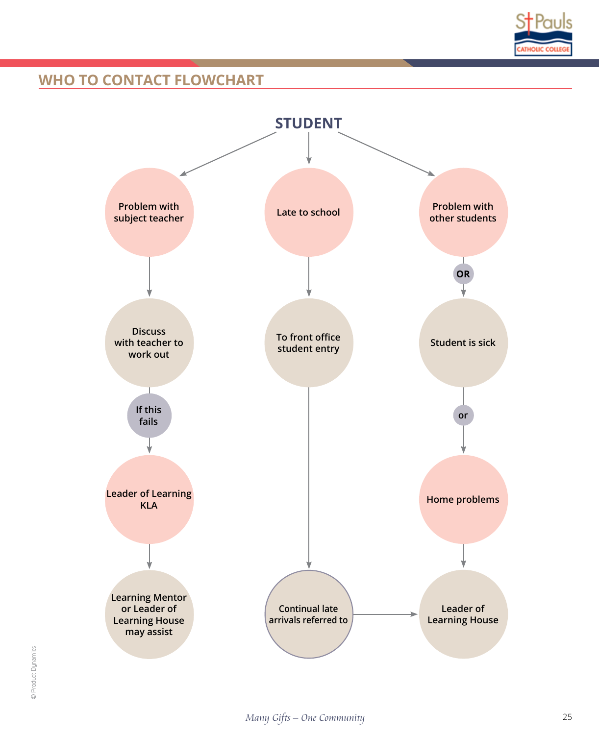## WHO TO CONTACT FLOWCHART

**STUDENT**

- **Problem with subject teacher**
  - Discuss with teacher to work out
  - *If this fails*
  - Leader of Learning KLA
  - Learning Mentor or Leader of Learning House may assist
- **Late to school**
  - To front office student entry
  - Continual late arrivals referred to → Leader of Learning House
- **Problem with other students**
  - OR
  - Student is sick
  - or
  - Home problems
  - Leader of Learning House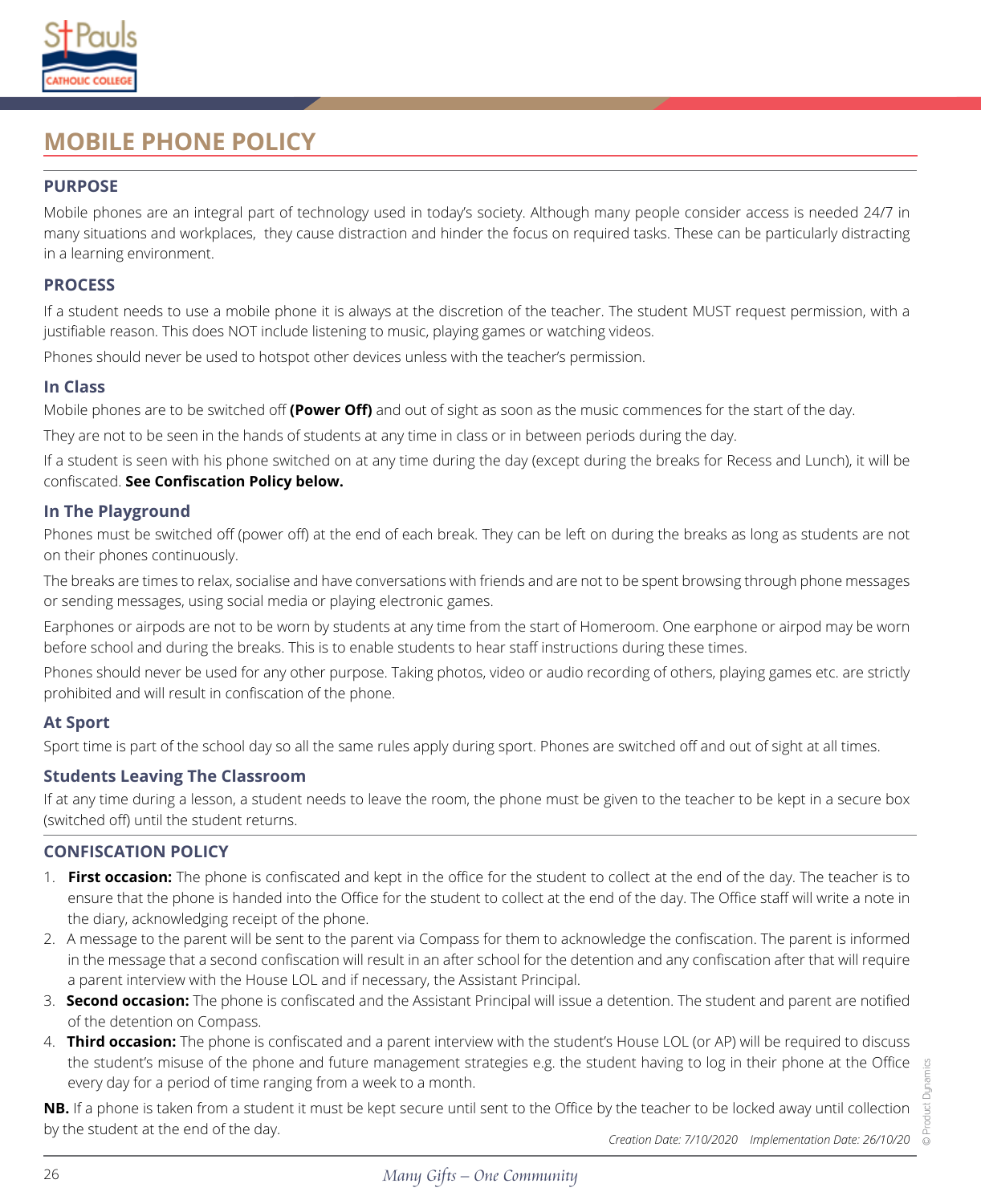# MOBILE PHONE POLICY

## PURPOSE

Mobile phones are an integral part of technology used in today's society. Although many people consider access is needed 24/7 in many situations and workplaces, they cause distraction and hinder the focus on required tasks. These can be particularly distracting in a learning environment.

## PROCESS

If a student needs to use a mobile phone it is always at the discretion of the teacher. The student MUST request permission, with a justifiable reason. This does NOT include listening to music, playing games or watching videos.

Phones should never be used to hotspot other devices unless with the teacher's permission.

### In Class

Mobile phones are to be switched off **(Power Off)** and out of sight as soon as the music commences for the start of the day.

They are not to be seen in the hands of students at any time in class or in between periods during the day.

If a student is seen with his phone switched on at any time during the day (except during the breaks for Recess and Lunch), it will be confiscated. **See Confiscation Policy below.**

### In The Playground

Phones must be switched off (power off) at the end of each break. They can be left on during the breaks as long as students are not on their phones continuously.

The breaks are times to relax, socialise and have conversations with friends and are not to be spent browsing through phone messages or sending messages, using social media or playing electronic games.

Earphones or airpods are not to be worn by students at any time from the start of Homeroom. One earphone or airpod may be worn before school and during the breaks. This is to enable students to hear staff instructions during these times.

Phones should never be used for any other purpose. Taking photos, video or audio recording of others, playing games etc. are strictly prohibited and will result in confiscation of the phone.

### At Sport

Sport time is part of the school day so all the same rules apply during sport. Phones are switched off and out of sight at all times.

### Students Leaving The Classroom

If at any time during a lesson, a student needs to leave the room, the phone must be given to the teacher to be kept in a secure box (switched off) until the student returns.

## CONFISCATION POLICY

1. **First occasion:** The phone is confiscated and kept in the office for the student to collect at the end of the day. The teacher is to ensure that the phone is handed into the Office for the student to collect at the end of the day. The Office staff will write a note in the diary, acknowledging receipt of the phone.
2. A message to the parent will be sent to the parent via Compass for them to acknowledge the confiscation. The parent is informed in the message that a second confiscation will result in an after school for the detention and any confiscation after that will require a parent interview with the House LOL and if necessary, the Assistant Principal.
3. **Second occasion:** The phone is confiscated and the Assistant Principal will issue a detention. The student and parent are notified of the detention on Compass.
4. **Third occasion:** The phone is confiscated and a parent interview with the student's House LOL (or AP) will be required to discuss the student's misuse of the phone and future management strategies e.g. the student having to log in their phone at the Office every day for a period of time ranging from a week to a month.

**NB.** If a phone is taken from a student it must be kept secure until sent to the Office by the teacher to be locked away until collection by the student at the end of the day.

*Creation Date: 7/10/2020 Implementation Date: 26/10/20*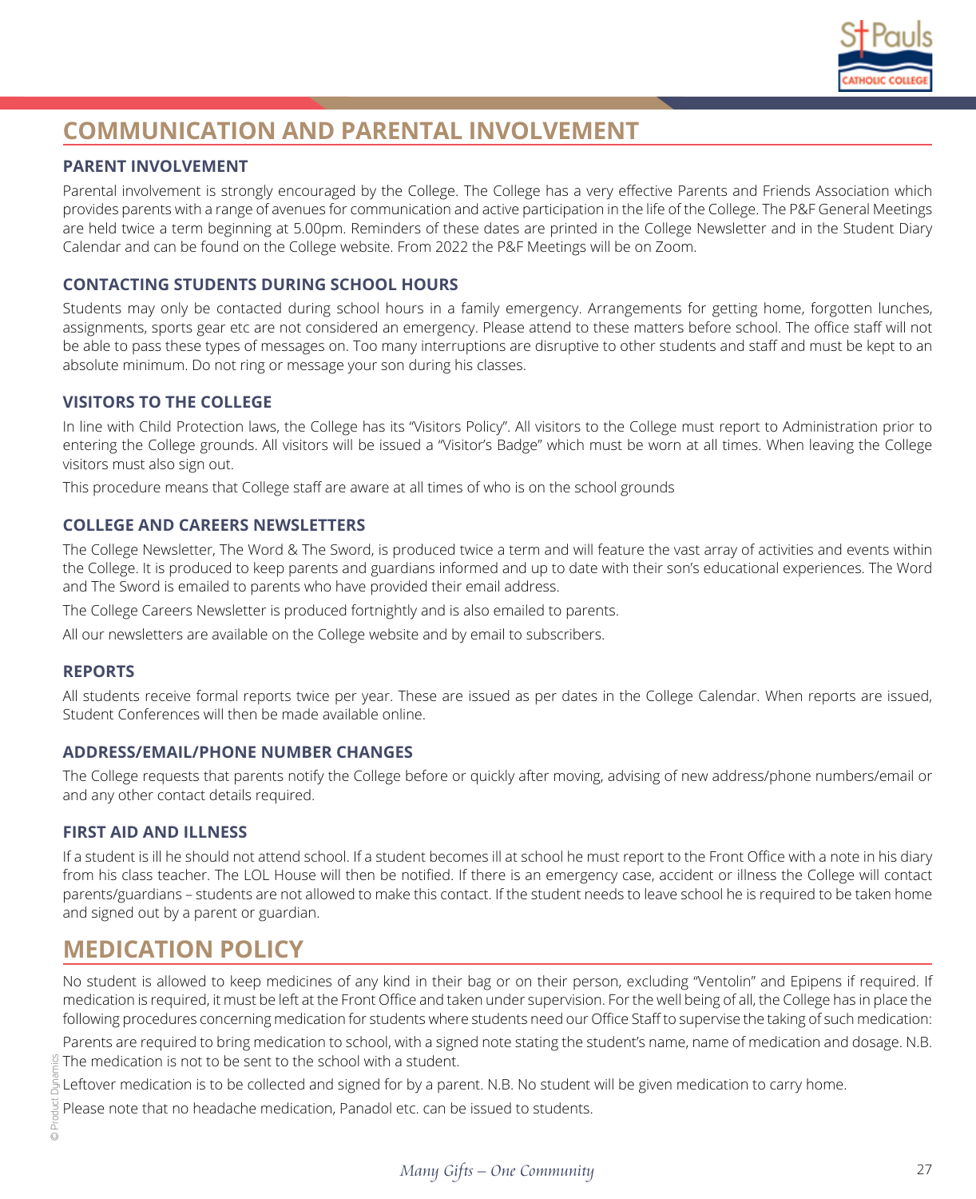# COMMUNICATION AND PARENTAL INVOLVEMENT

### PARENT INVOLVEMENT

Parental involvement is strongly encouraged by the College. The College has a very effective Parents and Friends Association which provides parents with a range of avenues for communication and active participation in the life of the College. The P&F General Meetings are held twice a term beginning at 5.00pm. Reminders of these dates are printed in the College Newsletter and in the Student Diary Calendar and can be found on the College website. From 2022 the P&F Meetings will be on Zoom.

### CONTACTING STUDENTS DURING SCHOOL HOURS

Students may only be contacted during school hours in a family emergency. Arrangements for getting home, forgotten lunches, assignments, sports gear etc are not considered an emergency. Please attend to these matters before school. The office staff will not be able to pass these types of messages on. Too many interruptions are disruptive to other students and staff and must be kept to an absolute minimum. Do not ring or message your son during his classes.

### VISITORS TO THE COLLEGE

In line with Child Protection laws, the College has its "Visitors Policy". All visitors to the College must report to Administration prior to entering the College grounds. All visitors will be issued a "Visitor's Badge" which must be worn at all times. When leaving the College visitors must also sign out.

This procedure means that College staff are aware at all times of who is on the school grounds

### COLLEGE AND CAREERS NEWSLETTERS

The College Newsletter, The Word & The Sword, is produced twice a term and will feature the vast array of activities and events within the College. It is produced to keep parents and guardians informed and up to date with their son's educational experiences. The Word and The Sword is emailed to parents who have provided their email address.

The College Careers Newsletter is produced fortnightly and is also emailed to parents.

All our newsletters are available on the College website and by email to subscribers.

### REPORTS

All students receive formal reports twice per year. These are issued as per dates in the College Calendar. When reports are issued, Student Conferences will then be made available online.

### ADDRESS/EMAIL/PHONE NUMBER CHANGES

The College requests that parents notify the College before or quickly after moving, advising of new address/phone numbers/email or and any other contact details required.

### FIRST AID AND ILLNESS

If a student is ill he should not attend school. If a student becomes ill at school he must report to the Front Office with a note in his diary from his class teacher. The LOL House will then be notified. If there is an emergency case, accident or illness the College will contact parents/guardians – students are not allowed to make this contact. If the student needs to leave school he is required to be taken home and signed out by a parent or guardian.

# MEDICATION POLICY

No student is allowed to keep medicines of any kind in their bag or on their person, excluding "Ventolin" and Epipens if required. If medication is required, it must be left at the Front Office and taken under supervision. For the well being of all, the College has in place the following procedures concerning medication for students where students need our Office Staff to supervise the taking of such medication:

Parents are required to bring medication to school, with a signed note stating the student's name, name of medication and dosage. N.B. The medication is not to be sent to the school with a student.

Leftover medication is to be collected and signed for by a parent. N.B. No student will be given medication to carry home.

Please note that no headache medication, Panadol etc. can be issued to students.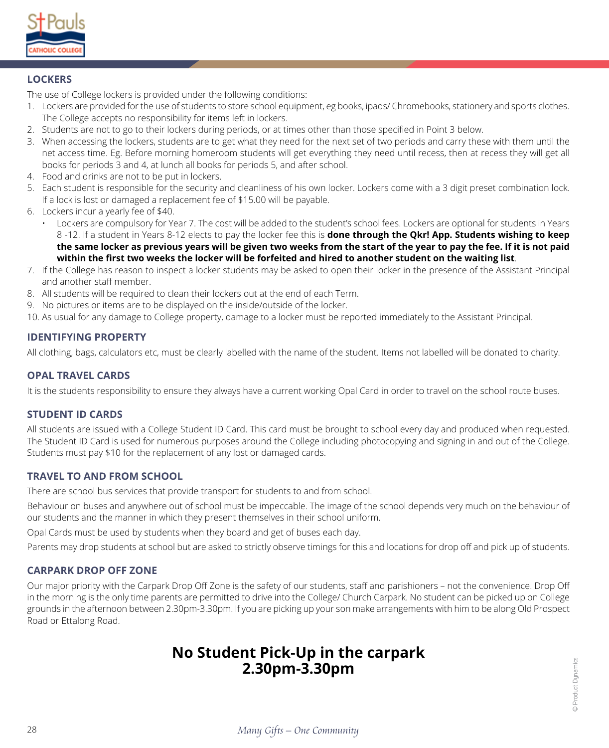## LOCKERS

The use of College lockers is provided under the following conditions:

1. Lockers are provided for the use of students to store school equipment, eg books, ipads/ Chromebooks, stationery and sports clothes. The College accepts no responsibility for items left in lockers.
2. Students are not to go to their lockers during periods, or at times other than those specified in Point 3 below.
3. When accessing the lockers, students are to get what they need for the next set of two periods and carry these with them until the net access time. Eg. Before morning homeroom students will get everything they need until recess, then at recess they will get all books for periods 3 and 4, at lunch all books for periods 5, and after school.
4. Food and drinks are not to be put in lockers.
5. Each student is responsible for the security and cleanliness of his own locker. Lockers come with a 3 digit preset combination lock. If a lock is lost or damaged a replacement fee of $15.00 will be payable.
6. Lockers incur a yearly fee of $40.
   - Lockers are compulsory for Year 7. The cost will be added to the student's school fees. Lockers are optional for students in Years 8 -12. If a student in Years 8-12 elects to pay the locker fee this is **done through the Qkr! App. Students wishing to keep the same locker as previous years will be given two weeks from the start of the year to pay the fee. If it is not paid within the first two weeks the locker will be forfeited and hired to another student on the waiting list**.
7. If the College has reason to inspect a locker students may be asked to open their locker in the presence of the Assistant Principal and another staff member.
8. All students will be required to clean their lockers out at the end of each Term.
9. No pictures or items are to be displayed on the inside/outside of the locker.
10. As usual for any damage to College property, damage to a locker must be reported immediately to the Assistant Principal.

## IDENTIFYING PROPERTY

All clothing, bags, calculators etc, must be clearly labelled with the name of the student. Items not labelled will be donated to charity.

## OPAL TRAVEL CARDS

It is the students responsibility to ensure they always have a current working Opal Card in order to travel on the school route buses.

## STUDENT ID CARDS

All students are issued with a College Student ID Card. This card must be brought to school every day and produced when requested. The Student ID Card is used for numerous purposes around the College including photocopying and signing in and out of the College. Students must pay $10 for the replacement of any lost or damaged cards.

## TRAVEL TO AND FROM SCHOOL

There are school bus services that provide transport for students to and from school.

Behaviour on buses and anywhere out of school must be impeccable. The image of the school depends very much on the behaviour of our students and the manner in which they present themselves in their school uniform.

Opal Cards must be used by students when they board and get of buses each day.

Parents may drop students at school but are asked to strictly observe timings for this and locations for drop off and pick up of students.

## CARPARK DROP OFF ZONE

Our major priority with the Carpark Drop Off Zone is the safety of our students, staff and parishioners – not the convenience. Drop Off in the morning is the only time parents are permitted to drive into the College/ Church Carpark. No student can be picked up on College grounds in the afternoon between 2.30pm-3.30pm. If you are picking up your son make arrangements with him to be along Old Prospect Road or Ettalong Road.

**No Student Pick-Up in the carpark 2.30pm-3.30pm**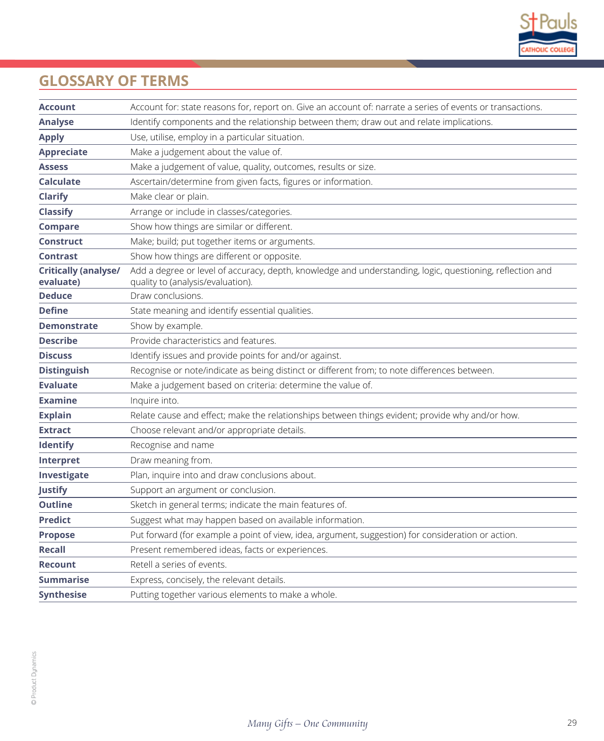## GLOSSARY OF TERMS

| | |
|---|---|
| **Account** | Account for: state reasons for, report on. Give an account of: narrate a series of events or transactions. |
| **Analyse** | Identify components and the relationship between them; draw out and relate implications. |
| **Apply** | Use, utilise, employ in a particular situation. |
| **Appreciate** | Make a judgement about the value of. |
| **Assess** | Make a judgement of value, quality, outcomes, results or size. |
| **Calculate** | Ascertain/determine from given facts, figures or information. |
| **Clarify** | Make clear or plain. |
| **Classify** | Arrange or include in classes/categories. |
| **Compare** | Show how things are similar or different. |
| **Construct** | Make; build; put together items or arguments. |
| **Contrast** | Show how things are different or opposite. |
| **Critically (analyse/ evaluate)** | Add a degree or level of accuracy, depth, knowledge and understanding, logic, questioning, reflection and quality to (analysis/evaluation). |
| **Deduce** | Draw conclusions. |
| **Define** | State meaning and identify essential qualities. |
| **Demonstrate** | Show by example. |
| **Describe** | Provide characteristics and features. |
| **Discuss** | Identify issues and provide points for and/or against. |
| **Distinguish** | Recognise or note/indicate as being distinct or different from; to note differences between. |
| **Evaluate** | Make a judgement based on criteria: determine the value of. |
| **Examine** | Inquire into. |
| **Explain** | Relate cause and effect; make the relationships between things evident; provide why and/or how. |
| **Extract** | Choose relevant and/or appropriate details. |
| **Identify** | Recognise and name |
| **Interpret** | Draw meaning from. |
| **Investigate** | Plan, inquire into and draw conclusions about. |
| **Justify** | Support an argument or conclusion. |
| **Outline** | Sketch in general terms; indicate the main features of. |
| **Predict** | Suggest what may happen based on available information. |
| **Propose** | Put forward (for example a point of view, idea, argument, suggestion) for consideration or action. |
| **Recall** | Present remembered ideas, facts or experiences. |
| **Recount** | Retell a series of events. |
| **Summarise** | Express, concisely, the relevant details. |
| **Synthesise** | Putting together various elements to make a whole. |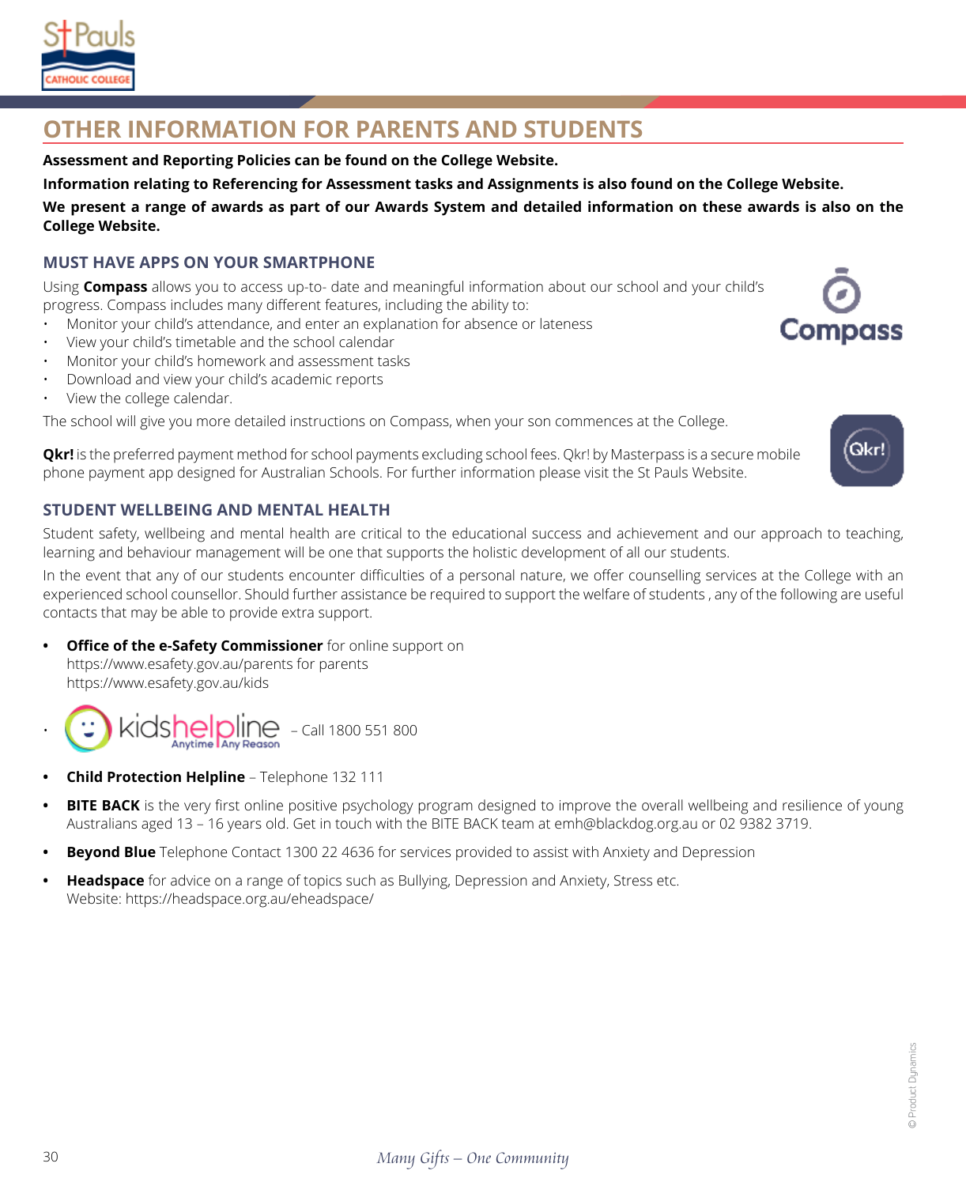# OTHER INFORMATION FOR PARENTS AND STUDENTS

**Assessment and Reporting Policies can be found on the College Website.**

**Information relating to Referencing for Assessment tasks and Assignments is also found on the College Website.**

**We present a range of awards as part of our Awards System and detailed information on these awards is also on the College Website.**

## MUST HAVE APPS ON YOUR SMARTPHONE

Using **Compass** allows you to access up-to- date and meaningful information about our school and your child's progress. Compass includes many different features, including the ability to:

- Monitor your child's attendance, and enter an explanation for absence or lateness
- View your child's timetable and the school calendar
- Monitor your child's homework and assessment tasks
- Download and view your child's academic reports
- View the college calendar.

The school will give you more detailed instructions on Compass, when your son commences at the College.

**Qkr!** is the preferred payment method for school payments excluding school fees. Qkr! by Masterpass is a secure mobile phone payment app designed for Australian Schools. For further information please visit the St Pauls Website.

## STUDENT WELLBEING AND MENTAL HEALTH

Student safety, wellbeing and mental health are critical to the educational success and achievement and our approach to teaching, learning and behaviour management will be one that supports the holistic development of all our students.

In the event that any of our students encounter difficulties of a personal nature, we offer counselling services at the College with an experienced school counsellor. Should further assistance be required to support the welfare of students , any of the following are useful contacts that may be able to provide extra support.

- **Office of the e-Safety Commissioner** for online support on
  https://www.esafety.gov.au/parents for parents
  https://www.esafety.gov.au/kids
- kidshelpline Anytime | Any Reason – Call 1800 551 800
- **Child Protection Helpline** – Telephone 132 111
- **BITE BACK** is the very first online positive psychology program designed to improve the overall wellbeing and resilience of young Australians aged 13 – 16 years old. Get in touch with the BITE BACK team at emh@blackdog.org.au or 02 9382 3719.
- **Beyond Blue** Telephone Contact 1300 22 4636 for services provided to assist with Anxiety and Depression
- **Headspace** for advice on a range of topics such as Bullying, Depression and Anxiety, Stress etc.
  Website: https://headspace.org.au/eheadspace/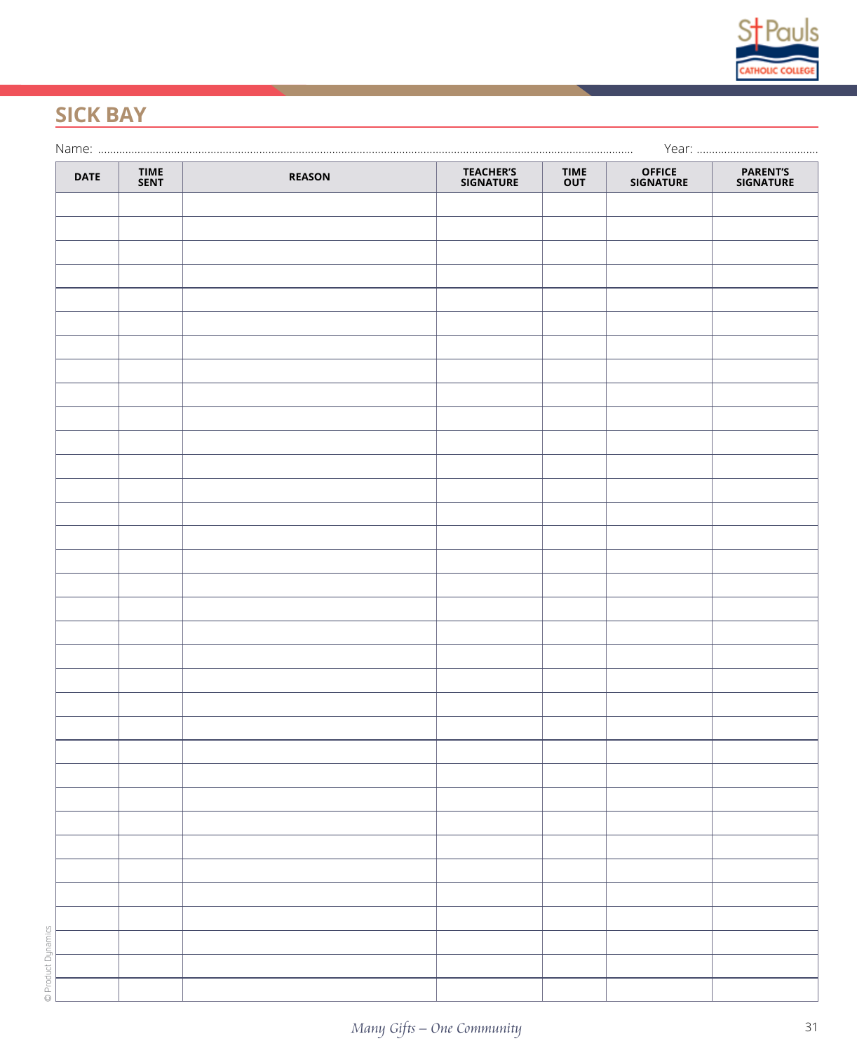## SICK BAY

Name: .................................................................................................... Year: ..........................................

| DATE | TIME SENT | REASON | TEACHER'S SIGNATURE | TIME OUT | OFFICE SIGNATURE | PARENT'S SIGNATURE |
|---|---|---|---|---|---|---|
| | | | | | | |
| | | | | | | |
| | | | | | | |
| | | | | | | |
| | | | | | | |
| | | | | | | |
| | | | | | | |
| | | | | | | |
| | | | | | | |
| | | | | | | |
| | | | | | | |
| | | | | | | |
| | | | | | | |
| | | | | | | |
| | | | | | | |
| | | | | | | |
| | | | | | | |
| | | | | | | |
| | | | | | | |
| | | | | | | |
| | | | | | | |
| | | | | | | |
| | | | | | | |
| | | | | | | |
| | | | | | | |
| | | | | | | |
| | | | | | | |
| | | | | | | |
| | | | | | | |
| | | | | | | |
| | | | | | | |
| | | | | | | |
| | | | | | | |
| | | | | | | |

© Product Dynamics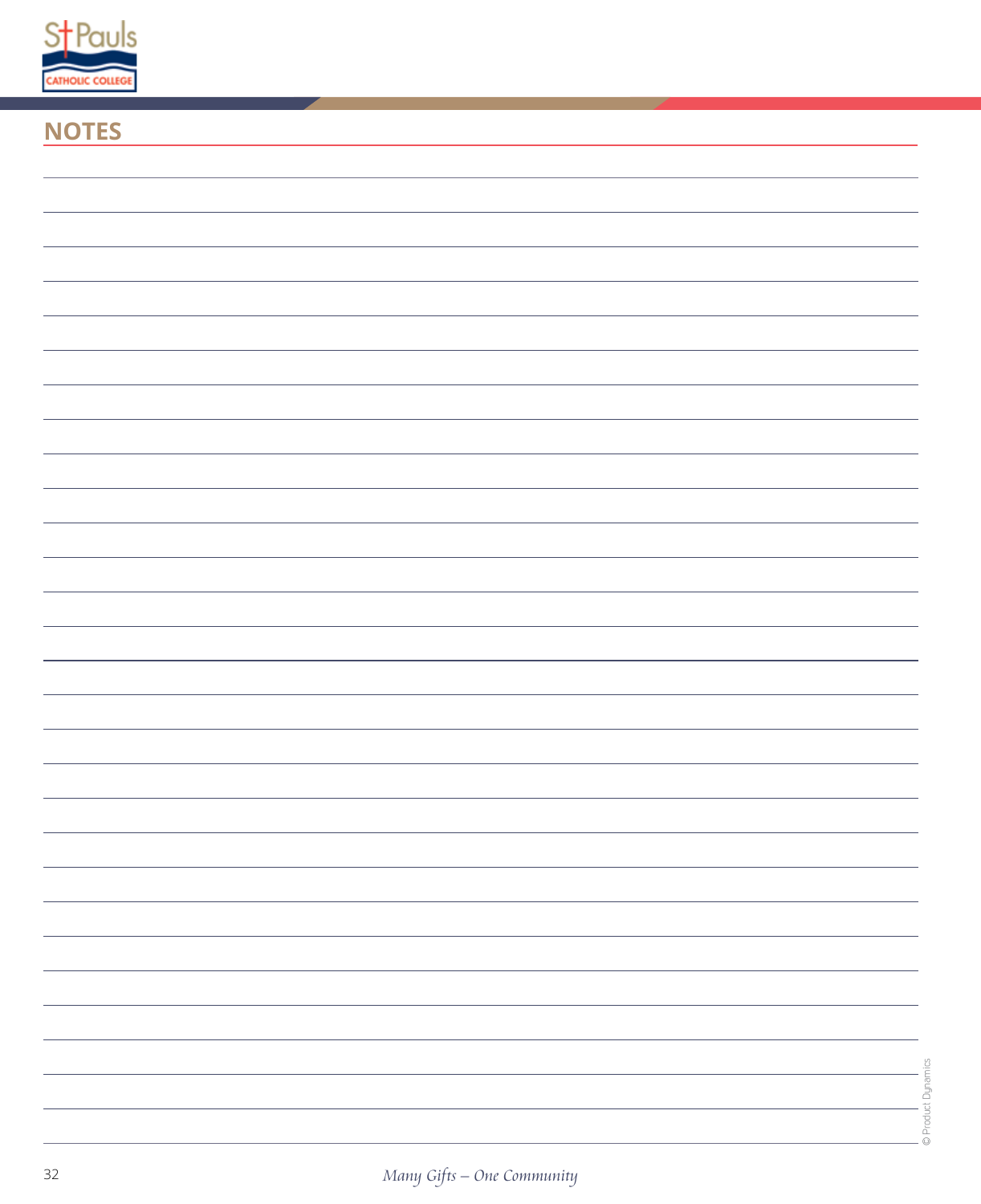## NOTES